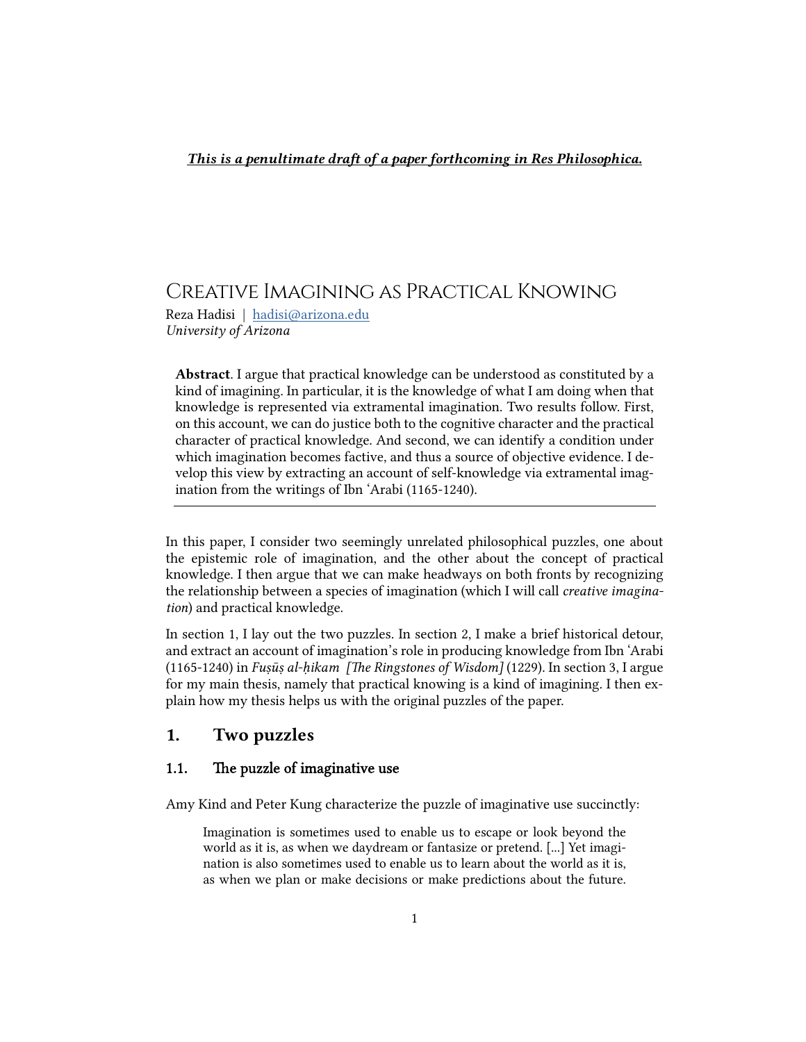***This is a penultimate draft of a paper forthcoming in Res Philosophica.***

# Creative Imagining as Practical Knowing

Reza Hadisi | hadisi@arizona.edu
*University of Arizona*

**Abstract**. I argue that practical knowledge can be understood as constituted by a kind of imagining. In particular, it is the knowledge of what I am doing when that knowledge is represented via extramental imagination. Two results follow. First, on this account, we can do justice both to the cognitive character and the practical character of practical knowledge. And second, we can identify a condition under which imagination becomes factive, and thus a source of objective evidence. I develop this view by extracting an account of self-knowledge via extramental imagination from the writings of Ibn ʿArabi (1165-1240).

---

In this paper, I consider two seemingly unrelated philosophical puzzles, one about the epistemic role of imagination, and the other about the concept of practical knowledge. I then argue that we can make headways on both fronts by recognizing the relationship between a species of imagination (which I will call *creative imagination*) and practical knowledge.

In section 1, I lay out the two puzzles. In section 2, I make a brief historical detour, and extract an account of imagination's role in producing knowledge from Ibn ʿArabi (1165-1240) in *Fuṣūṣ al-ḥikam [The Ringstones of Wisdom]* (1229). In section 3, I argue for my main thesis, namely that practical knowing is a kind of imagining. I then explain how my thesis helps us with the original puzzles of the paper.

## 1. Two puzzles

### 1.1. The puzzle of imaginative use

Amy Kind and Peter Kung characterize the puzzle of imaginative use succinctly:

> Imagination is sometimes used to enable us to escape or look beyond the world as it is, as when we daydream or fantasize or pretend. [...] Yet imagination is also sometimes used to enable us to learn about the world as it is, as when we plan or make decisions or make predictions about the future.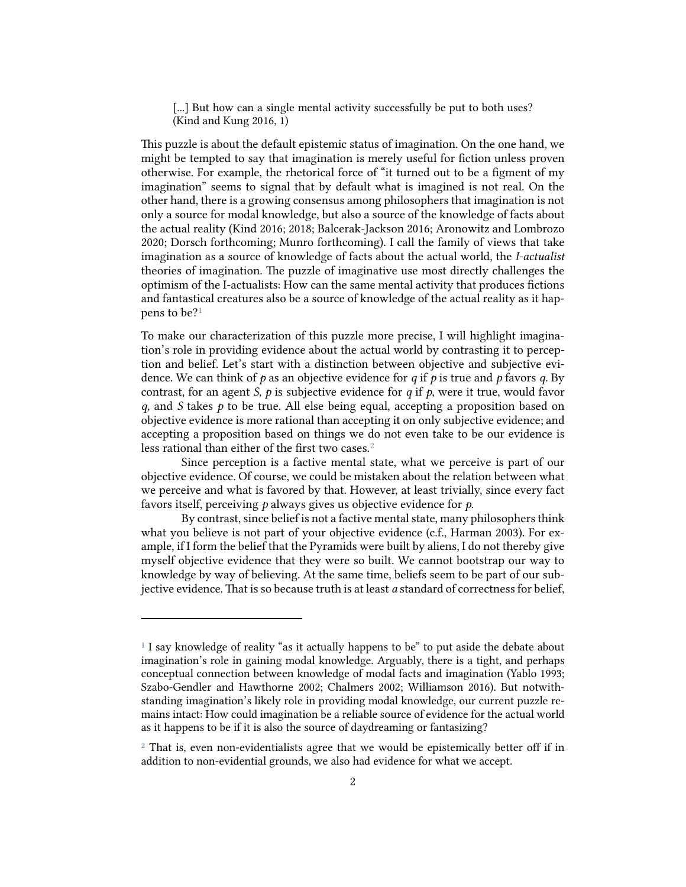> [...] But how can a single mental activity successfully be put to both uses? (Kind and Kung 2016, 1)

This puzzle is about the default epistemic status of imagination. On the one hand, we might be tempted to say that imagination is merely useful for fiction unless proven otherwise. For example, the rhetorical force of "it turned out to be a figment of my imagination" seems to signal that by default what is imagined is not real. On the other hand, there is a growing consensus among philosophers that imagination is not only a source for modal knowledge, but also a source of the knowledge of facts about the actual reality (Kind 2016; 2018; Balcerak-Jackson 2016; Aronowitz and Lombrozo 2020; Dorsch forthcoming; Munro forthcoming). I call the family of views that take imagination as a source of knowledge of facts about the actual world, the *I-actualist* theories of imagination. The puzzle of imaginative use most directly challenges the optimism of the I-actualists: How can the same mental activity that produces fictions and fantastical creatures also be a source of knowledge of the actual reality as it happens to be?[1]

To make our characterization of this puzzle more precise, I will highlight imagination's role in providing evidence about the actual world by contrasting it to perception and belief. Let's start with a distinction between objective and subjective evidence. We can think of *p* as an objective evidence for *q* if *p* is true and *p* favors *q*. By contrast, for an agent *S, p* is subjective evidence for *q* if *p*, were it true, would favor *q,* and *S* takes *p* to be true. All else being equal, accepting a proposition based on objective evidence is more rational than accepting it on only subjective evidence; and accepting a proposition based on things we do not even take to be our evidence is less rational than either of the first two cases.[2]

Since perception is a factive mental state, what we perceive is part of our objective evidence. Of course, we could be mistaken about the relation between what we perceive and what is favored by that. However, at least trivially, since every fact favors itself, perceiving *p* always gives us objective evidence for *p*.

By contrast, since belief is not a factive mental state, many philosophers think what you believe is not part of your objective evidence (c.f., Harman 2003). For example, if I form the belief that the Pyramids were built by aliens, I do not thereby give myself objective evidence that they were so built. We cannot bootstrap our way to knowledge by way of believing. At the same time, beliefs seem to be part of our subjective evidence. That is so because truth is at least *a* standard of correctness for belief,

---

[1] I say knowledge of reality "as it actually happens to be" to put aside the debate about imagination's role in gaining modal knowledge. Arguably, there is a tight, and perhaps conceptual connection between knowledge of modal facts and imagination (Yablo 1993; Szabo-Gendler and Hawthorne 2002; Chalmers 2002; Williamson 2016). But notwithstanding imagination's likely role in providing modal knowledge, our current puzzle remains intact: How could imagination be a reliable source of evidence for the actual world as it happens to be if it is also the source of daydreaming or fantasizing?

[2] That is, even non-evidentialists agree that we would be epistemically better off if in addition to non-evidential grounds, we also had evidence for what we accept.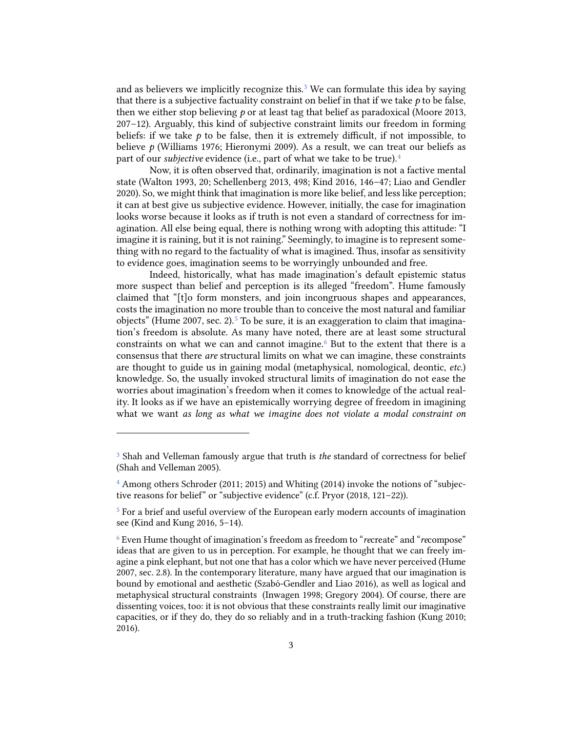and as believers we implicitly recognize this.[3] We can formulate this idea by saying that there is a subjective factuality constraint on belief in that if we take *p* to be false, then we either stop believing *p* or at least tag that belief as paradoxical (Moore 2013, 207–12). Arguably, this kind of subjective constraint limits our freedom in forming beliefs: if we take *p* to be false, then it is extremely difficult, if not impossible, to believe *p* (Williams 1976; Hieronymi 2009). As a result, we can treat our beliefs as part of our *subjective* evidence (i.e., part of what we take to be true).[4]

Now, it is often observed that, ordinarily, imagination is not a factive mental state (Walton 1993, 20; Schellenberg 2013, 498; Kind 2016, 146–47; Liao and Gendler 2020). So, we might think that imagination is more like belief, and less like perception; it can at best give us subjective evidence. However, initially, the case for imagination looks worse because it looks as if truth is not even a standard of correctness for imagination. All else being equal, there is nothing wrong with adopting this attitude: "I imagine it is raining, but it is not raining." Seemingly, to imagine is to represent something with no regard to the factuality of what is imagined. Thus, insofar as sensitivity to evidence goes, imagination seems to be worryingly unbounded and free.

Indeed, historically, what has made imagination's default epistemic status more suspect than belief and perception is its alleged "freedom". Hume famously claimed that "[t]o form monsters, and join incongruous shapes and appearances, costs the imagination no more trouble than to conceive the most natural and familiar objects" (Hume 2007, sec. 2).[5] To be sure, it is an exaggeration to claim that imagination's freedom is absolute. As many have noted, there are at least some structural constraints on what we can and cannot imagine.[6] But to the extent that there is a consensus that there *are* structural limits on what we can imagine, these constraints are thought to guide us in gaining modal (metaphysical, nomological, deontic, *etc.*) knowledge. So, the usually invoked structural limits of imagination do not ease the worries about imagination's freedom when it comes to knowledge of the actual reality. It looks as if we have an epistemically worrying degree of freedom in imagining what we want *as long as what we imagine does not violate a modal constraint on*

---

[3] Shah and Velleman famously argue that truth is *the* standard of correctness for belief (Shah and Velleman 2005).

[4] Among others Schroder (2011; 2015) and Whiting (2014) invoke the notions of "subjective reasons for belief" or "subjective evidence" (c.f. Pryor (2018, 121–22)).

[5] For a brief and useful overview of the European early modern accounts of imagination see (Kind and Kung 2016, 5–14).

[6] Even Hume thought of imagination's freedom as freedom to "*re*create" and "*re*compose" ideas that are given to us in perception. For example, he thought that we can freely imagine a pink elephant, but not one that has a color which we have never perceived (Hume 2007, sec. 2.8). In the contemporary literature, many have argued that our imagination is bound by emotional and aesthetic (Szabó-Gendler and Liao 2016), as well as logical and metaphysical structural constraints (Inwagen 1998; Gregory 2004). Of course, there are dissenting voices, too: it is not obvious that these constraints really limit our imaginative capacities, or if they do, they do so reliably and in a truth-tracking fashion (Kung 2010; 2016).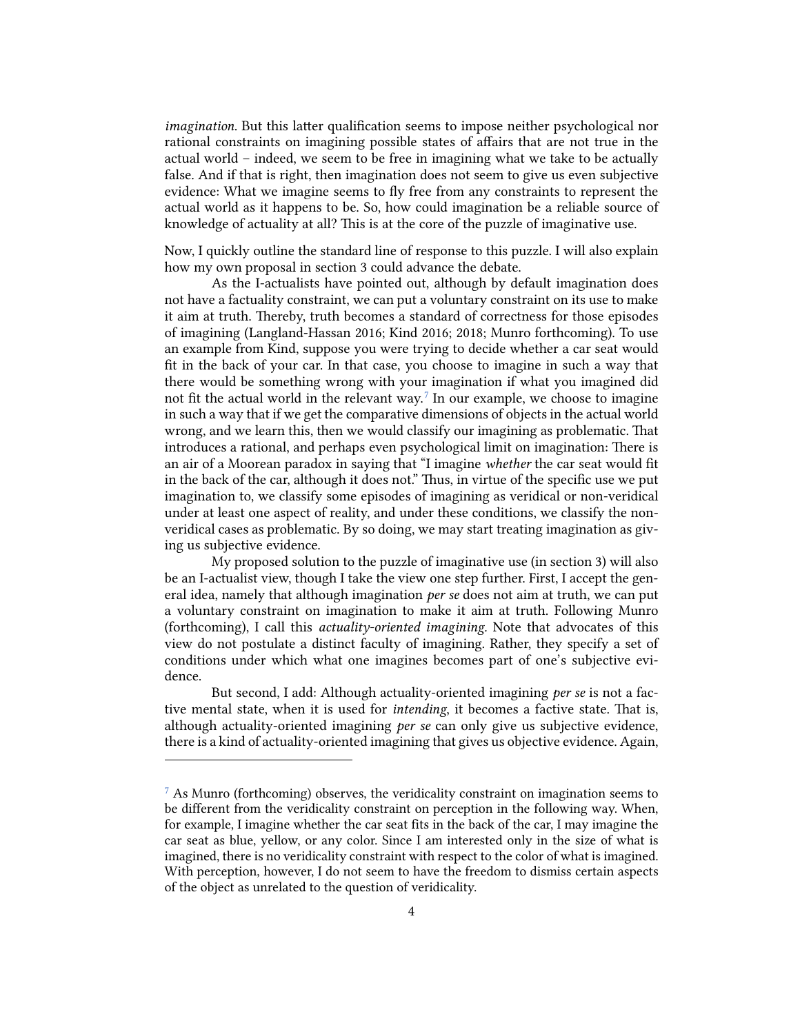*imagination*. But this latter qualification seems to impose neither psychological nor rational constraints on imagining possible states of affairs that are not true in the actual world – indeed, we seem to be free in imagining what we take to be actually false. And if that is right, then imagination does not seem to give us even subjective evidence: What we imagine seems to fly free from any constraints to represent the actual world as it happens to be. So, how could imagination be a reliable source of knowledge of actuality at all? This is at the core of the puzzle of imaginative use.

Now, I quickly outline the standard line of response to this puzzle. I will also explain how my own proposal in section 3 could advance the debate.

As the I-actualists have pointed out, although by default imagination does not have a factuality constraint, we can put a voluntary constraint on its use to make it aim at truth. Thereby, truth becomes a standard of correctness for those episodes of imagining (Langland-Hassan 2016; Kind 2016; 2018; Munro forthcoming). To use an example from Kind, suppose you were trying to decide whether a car seat would fit in the back of your car. In that case, you choose to imagine in such a way that there would be something wrong with your imagination if what you imagined did not fit the actual world in the relevant way.[7] In our example, we choose to imagine in such a way that if we get the comparative dimensions of objects in the actual world wrong, and we learn this, then we would classify our imagining as problematic. That introduces a rational, and perhaps even psychological limit on imagination: There is an air of a Moorean paradox in saying that "I imagine *whether* the car seat would fit in the back of the car, although it does not." Thus, in virtue of the specific use we put imagination to, we classify some episodes of imagining as veridical or non-veridical under at least one aspect of reality, and under these conditions, we classify the non-veridical cases as problematic. By so doing, we may start treating imagination as giving us subjective evidence.

My proposed solution to the puzzle of imaginative use (in section 3) will also be an I-actualist view, though I take the view one step further. First, I accept the general idea, namely that although imagination *per se* does not aim at truth, we can put a voluntary constraint on imagination to make it aim at truth. Following Munro (forthcoming), I call this *actuality-oriented imagining*. Note that advocates of this view do not postulate a distinct faculty of imagining. Rather, they specify a set of conditions under which what one imagines becomes part of one's subjective evidence.

But second, I add: Although actuality-oriented imagining *per se* is not a factive mental state, when it is used for *intending*, it becomes a factive state. That is, although actuality-oriented imagining *per se* can only give us subjective evidence, there is a kind of actuality-oriented imagining that gives us objective evidence. Again,

---

[7] As Munro (forthcoming) observes, the veridicality constraint on imagination seems to be different from the veridicality constraint on perception in the following way. When, for example, I imagine whether the car seat fits in the back of the car, I may imagine the car seat as blue, yellow, or any color. Since I am interested only in the size of what is imagined, there is no veridicality constraint with respect to the color of what is imagined. With perception, however, I do not seem to have the freedom to dismiss certain aspects of the object as unrelated to the question of veridicality.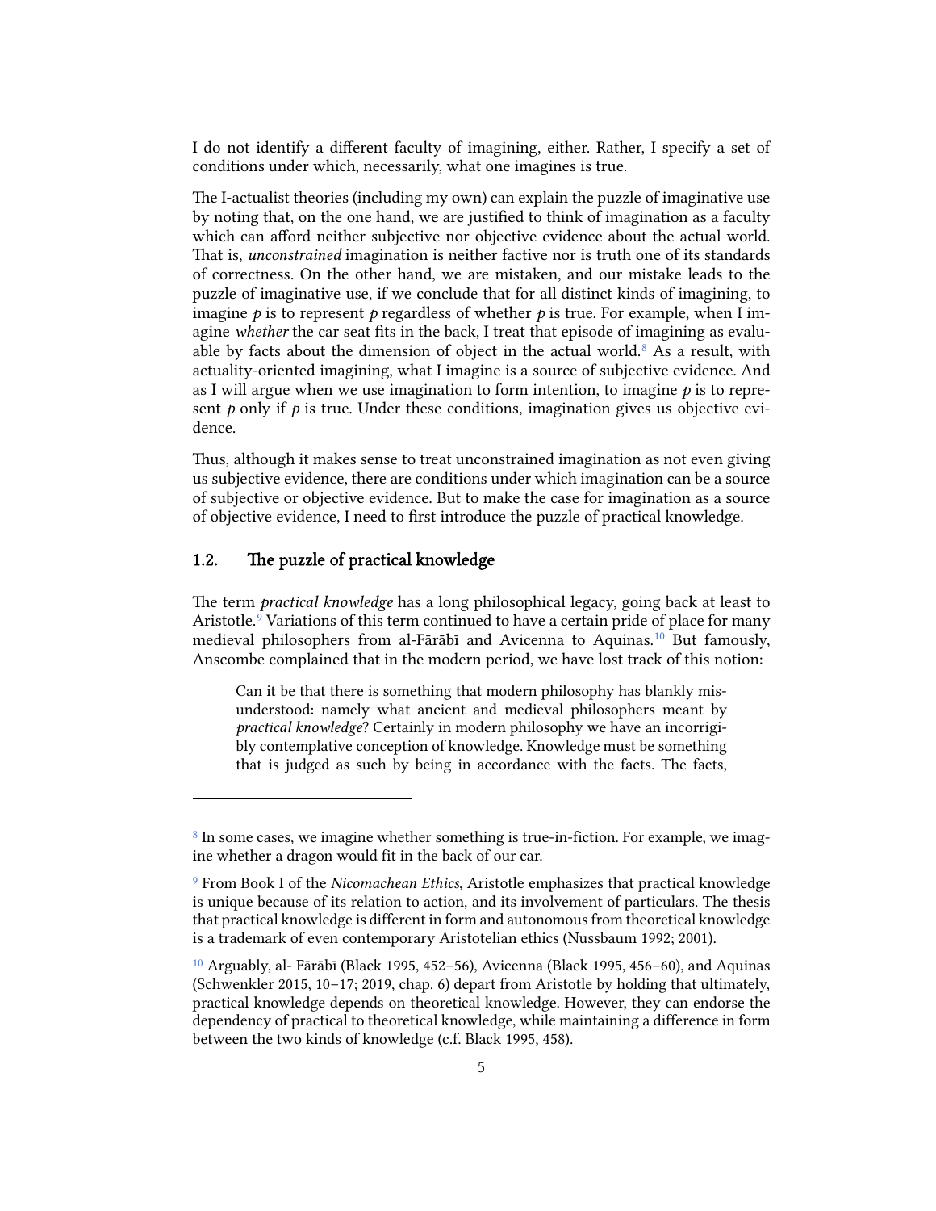I do not identify a different faculty of imagining, either. Rather, I specify a set of conditions under which, necessarily, what one imagines is true.

The I-actualist theories (including my own) can explain the puzzle of imaginative use by noting that, on the one hand, we are justified to think of imagination as a faculty which can afford neither subjective nor objective evidence about the actual world. That is, *unconstrained* imagination is neither factive nor is truth one of its standards of correctness. On the other hand, we are mistaken, and our mistake leads to the puzzle of imaginative use, if we conclude that for all distinct kinds of imagining, to imagine *p* is to represent *p* regardless of whether *p* is true. For example, when I imagine *whether* the car seat fits in the back, I treat that episode of imagining as evaluable by facts about the dimension of object in the actual world.[8] As a result, with actuality-oriented imagining, what I imagine is a source of subjective evidence. And as I will argue when we use imagination to form intention, to imagine *p* is to represent *p* only if *p* is true. Under these conditions, imagination gives us objective evidence.

Thus, although it makes sense to treat unconstrained imagination as not even giving us subjective evidence, there are conditions under which imagination can be a source of subjective or objective evidence. But to make the case for imagination as a source of objective evidence, I need to first introduce the puzzle of practical knowledge.

## 1.2. The puzzle of practical knowledge

The term *practical knowledge* has a long philosophical legacy, going back at least to Aristotle.[9] Variations of this term continued to have a certain pride of place for many medieval philosophers from al-Fārābī and Avicenna to Aquinas.[10] But famously, Anscombe complained that in the modern period, we have lost track of this notion:

> Can it be that there is something that modern philosophy has blankly misunderstood: namely what ancient and medieval philosophers meant by *practical knowledge*? Certainly in modern philosophy we have an incorrigibly contemplative conception of knowledge. Knowledge must be something that is judged as such by being in accordance with the facts. The facts,

---

[8] In some cases, we imagine whether something is true-in-fiction. For example, we imagine whether a dragon would fit in the back of our car.

[9] From Book I of the *Nicomachean Ethics*, Aristotle emphasizes that practical knowledge is unique because of its relation to action, and its involvement of particulars. The thesis that practical knowledge is different in form and autonomous from theoretical knowledge is a trademark of even contemporary Aristotelian ethics (Nussbaum 1992; 2001).

[10] Arguably, al- Fārābī (Black 1995, 452–56), Avicenna (Black 1995, 456–60), and Aquinas (Schwenkler 2015, 10–17; 2019, chap. 6) depart from Aristotle by holding that ultimately, practical knowledge depends on theoretical knowledge. However, they can endorse the dependency of practical to theoretical knowledge, while maintaining a difference in form between the two kinds of knowledge (c.f. Black 1995, 458).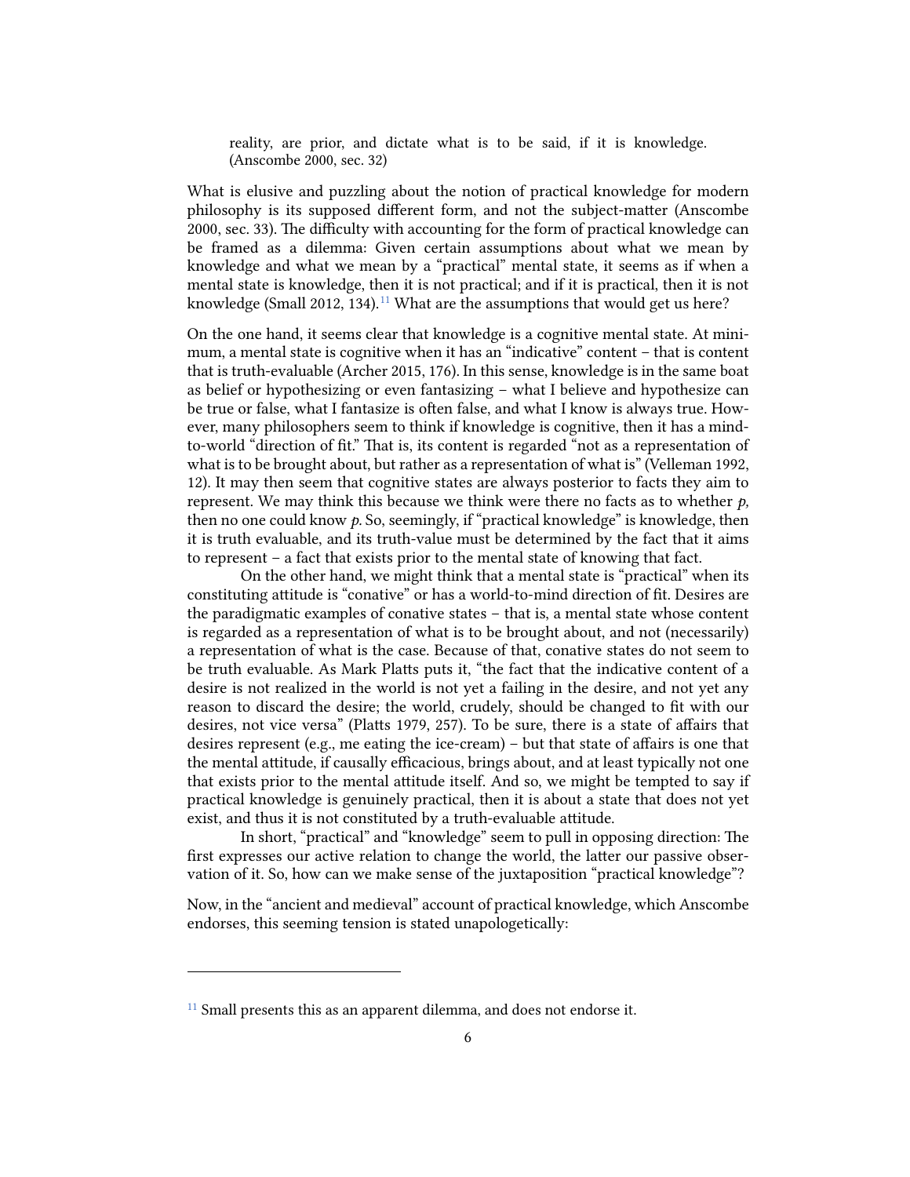> reality, are prior, and dictate what is to be said, if it is knowledge. (Anscombe 2000, sec. 32)

What is elusive and puzzling about the notion of practical knowledge for modern philosophy is its supposed different form, and not the subject-matter (Anscombe 2000, sec. 33). The difficulty with accounting for the form of practical knowledge can be framed as a dilemma: Given certain assumptions about what we mean by knowledge and what we mean by a "practical" mental state, it seems as if when a mental state is knowledge, then it is not practical; and if it is practical, then it is not knowledge (Small 2012, 134).[11] What are the assumptions that would get us here?

On the one hand, it seems clear that knowledge is a cognitive mental state. At minimum, a mental state is cognitive when it has an "indicative" content – that is content that is truth-evaluable (Archer 2015, 176). In this sense, knowledge is in the same boat as belief or hypothesizing or even fantasizing – what I believe and hypothesize can be true or false, what I fantasize is often false, and what I know is always true. However, many philosophers seem to think if knowledge is cognitive, then it has a mind-to-world "direction of fit." That is, its content is regarded "not as a representation of what is to be brought about, but rather as a representation of what is" (Velleman 1992, 12). It may then seem that cognitive states are always posterior to facts they aim to represent. We may think this because we think were there no facts as to whether *p,* then no one could know *p.* So, seemingly, if "practical knowledge" is knowledge, then it is truth evaluable, and its truth-value must be determined by the fact that it aims to represent – a fact that exists prior to the mental state of knowing that fact.

On the other hand, we might think that a mental state is "practical" when its constituting attitude is "conative" or has a world-to-mind direction of fit. Desires are the paradigmatic examples of conative states – that is, a mental state whose content is regarded as a representation of what is to be brought about, and not (necessarily) a representation of what is the case. Because of that, conative states do not seem to be truth evaluable. As Mark Platts puts it, "the fact that the indicative content of a desire is not realized in the world is not yet a failing in the desire, and not yet any reason to discard the desire; the world, crudely, should be changed to fit with our desires, not vice versa" (Platts 1979, 257). To be sure, there is a state of affairs that desires represent (e.g., me eating the ice-cream) – but that state of affairs is one that the mental attitude, if causally efficacious, brings about, and at least typically not one that exists prior to the mental attitude itself. And so, we might be tempted to say if practical knowledge is genuinely practical, then it is about a state that does not yet exist, and thus it is not constituted by a truth-evaluable attitude.

In short, "practical" and "knowledge" seem to pull in opposing direction: The first expresses our active relation to change the world, the latter our passive observation of it. So, how can we make sense of the juxtaposition "practical knowledge"?

Now, in the "ancient and medieval" account of practical knowledge, which Anscombe endorses, this seeming tension is stated unapologetically:

---

[11] Small presents this as an apparent dilemma, and does not endorse it.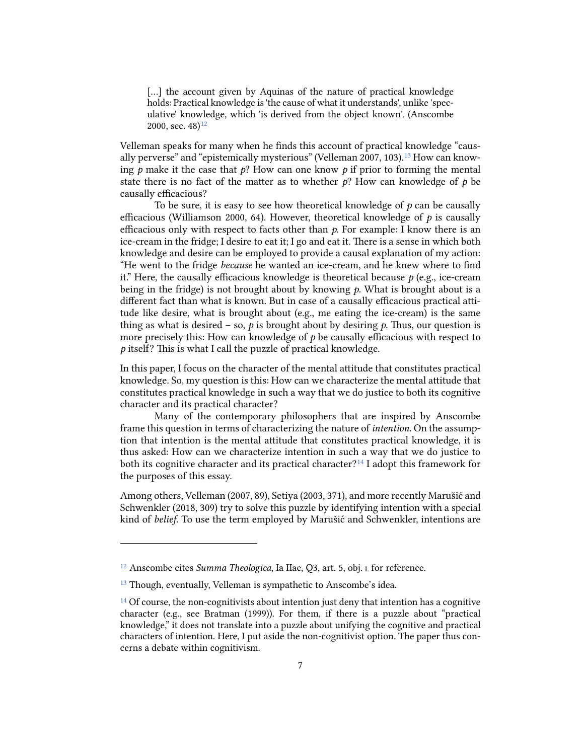> [...] the account given by Aquinas of the nature of practical knowledge holds: Practical knowledge is 'the cause of what it understands', unlike 'speculative' knowledge, which 'is derived from the object known'. (Anscombe 2000, sec. 48)[12]

Velleman speaks for many when he finds this account of practical knowledge "causally perverse" and "epistemically mysterious" (Velleman 2007, 103).[13] How can knowing *p* make it the case that *p*? How can one know *p* if prior to forming the mental state there is no fact of the matter as to whether *p*? How can knowledge of *p* be causally efficacious?

To be sure, it is easy to see how theoretical knowledge of *p* can be causally efficacious (Williamson 2000, 64). However, theoretical knowledge of *p* is causally efficacious only with respect to facts other than *p*. For example: I know there is an ice-cream in the fridge; I desire to eat it; I go and eat it. There is a sense in which both knowledge and desire can be employed to provide a causal explanation of my action: "He went to the fridge *because* he wanted an ice-cream, and he knew where to find it." Here, the causally efficacious knowledge is theoretical because *p* (e.g., ice-cream being in the fridge) is not brought about by knowing *p*. What is brought about is a different fact than what is known. But in case of a causally efficacious practical attitude like desire, what is brought about (e.g., me eating the ice-cream) is the same thing as what is desired – so, *p* is brought about by desiring *p*. Thus, our question is more precisely this: How can knowledge of *p* be causally efficacious with respect to *p* itself? This is what I call the puzzle of practical knowledge.

In this paper, I focus on the character of the mental attitude that constitutes practical knowledge. So, my question is this: How can we characterize the mental attitude that constitutes practical knowledge in such a way that we do justice to both its cognitive character and its practical character?

Many of the contemporary philosophers that are inspired by Anscombe frame this question in terms of characterizing the nature of *intention*. On the assumption that intention is the mental attitude that constitutes practical knowledge, it is thus asked: How can we characterize intention in such a way that we do justice to both its cognitive character and its practical character?[14] I adopt this framework for the purposes of this essay.

Among others, Velleman (2007, 89), Setiya (2003, 371), and more recently Marušić and Schwenkler (2018, 309) try to solve this puzzle by identifying intention with a special kind of *belief*. To use the term employed by Marušić and Schwenkler, intentions are

---

[12] Anscombe cites *Summa Theologica*, Ia IIae, Q3, art. 5, obj. I. for reference.

[13] Though, eventually, Velleman is sympathetic to Anscombe's idea.

[14] Of course, the non-cognitivists about intention just deny that intention has a cognitive character (e.g., see Bratman (1999)). For them, if there is a puzzle about "practical knowledge," it does not translate into a puzzle about unifying the cognitive and practical characters of intention. Here, I put aside the non-cognitivist option. The paper thus concerns a debate within cognitivism.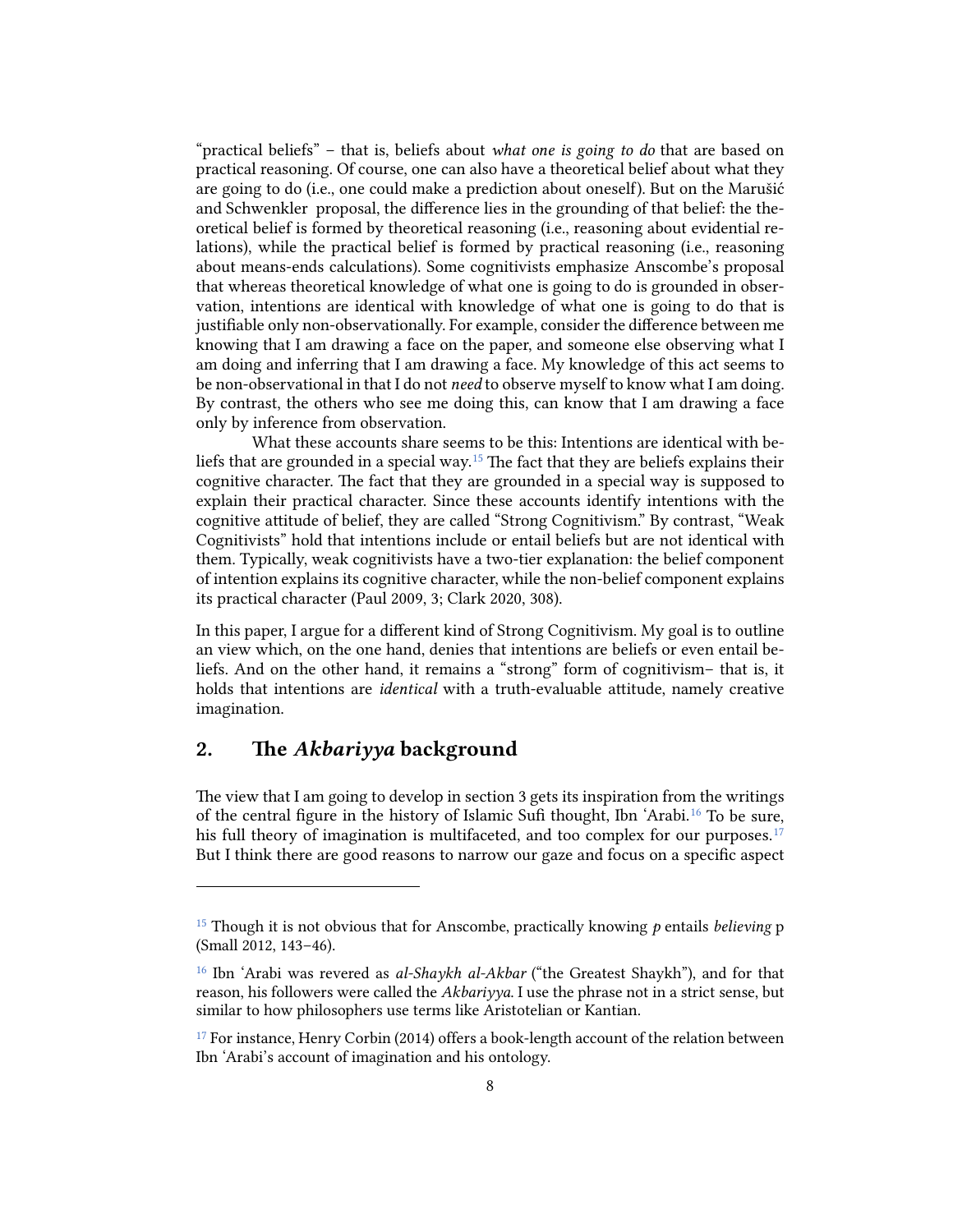"practical beliefs" – that is, beliefs about *what one is going to do* that are based on practical reasoning. Of course, one can also have a theoretical belief about what they are going to do (i.e., one could make a prediction about oneself). But on the Marušić and Schwenkler proposal, the difference lies in the grounding of that belief: the theoretical belief is formed by theoretical reasoning (i.e., reasoning about evidential relations), while the practical belief is formed by practical reasoning (i.e., reasoning about means-ends calculations). Some cognitivists emphasize Anscombe's proposal that whereas theoretical knowledge of what one is going to do is grounded in observation, intentions are identical with knowledge of what one is going to do that is justifiable only non-observationally. For example, consider the difference between me knowing that I am drawing a face on the paper, and someone else observing what I am doing and inferring that I am drawing a face. My knowledge of this act seems to be non-observational in that I do not *need* to observe myself to know what I am doing. By contrast, the others who see me doing this, can know that I am drawing a face only by inference from observation.

What these accounts share seems to be this: Intentions are identical with beliefs that are grounded in a special way.[15] The fact that they are beliefs explains their cognitive character. The fact that they are grounded in a special way is supposed to explain their practical character. Since these accounts identify intentions with the cognitive attitude of belief, they are called "Strong Cognitivism." By contrast, "Weak Cognitivists" hold that intentions include or entail beliefs but are not identical with them. Typically, weak cognitivists have a two-tier explanation: the belief component of intention explains its cognitive character, while the non-belief component explains its practical character (Paul 2009, 3; Clark 2020, 308).

In this paper, I argue for a different kind of Strong Cognitivism. My goal is to outline an view which, on the one hand, denies that intentions are beliefs or even entail beliefs. And on the other hand, it remains a "strong" form of cognitivism– that is, it holds that intentions are *identical* with a truth-evaluable attitude, namely creative imagination.

## 2. The *Akbariyya* background

The view that I am going to develop in section 3 gets its inspiration from the writings of the central figure in the history of Islamic Sufi thought, Ibn ʿArabi.[16] To be sure, his full theory of imagination is multifaceted, and too complex for our purposes.[17] But I think there are good reasons to narrow our gaze and focus on a specific aspect

---

[15] Though it is not obvious that for Anscombe, practically knowing *p* entails *believing* p (Small 2012, 143–46).

[16] Ibn ʿArabi was revered as *al-Shaykh al-Akbar* ("the Greatest Shaykh"), and for that reason, his followers were called the *Akbariyya.* I use the phrase not in a strict sense, but similar to how philosophers use terms like Aristotelian or Kantian.

[17] For instance, Henry Corbin (2014) offers a book-length account of the relation between Ibn ʿArabi's account of imagination and his ontology.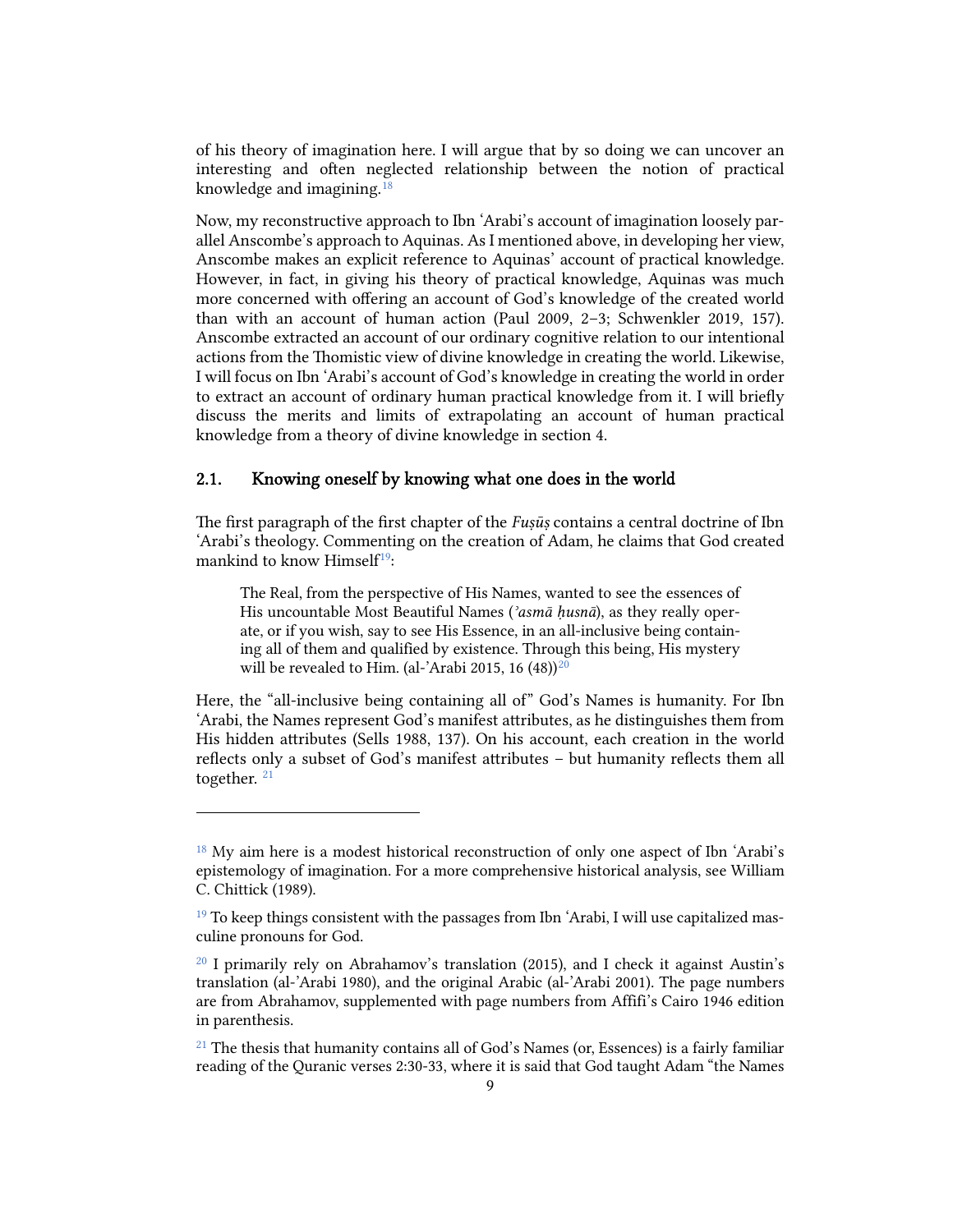of his theory of imagination here. I will argue that by so doing we can uncover an interesting and often neglected relationship between the notion of practical knowledge and imagining.[18]

Now, my reconstructive approach to Ibn ʿArabi's account of imagination loosely parallel Anscombe's approach to Aquinas. As I mentioned above, in developing her view, Anscombe makes an explicit reference to Aquinas' account of practical knowledge. However, in fact, in giving his theory of practical knowledge, Aquinas was much more concerned with offering an account of God's knowledge of the created world than with an account of human action (Paul 2009, 2–3; Schwenkler 2019, 157). Anscombe extracted an account of our ordinary cognitive relation to our intentional actions from the Thomistic view of divine knowledge in creating the world. Likewise, I will focus on Ibn ʿArabi's account of God's knowledge in creating the world in order to extract an account of ordinary human practical knowledge from it. I will briefly discuss the merits and limits of extrapolating an account of human practical knowledge from a theory of divine knowledge in section 4.

## 2.1. Knowing oneself by knowing what one does in the world

The first paragraph of the first chapter of the *Fuṣūṣ* contains a central doctrine of Ibn ʿArabi's theology. Commenting on the creation of Adam, he claims that God created mankind to know Himself[19]:

> The Real, from the perspective of His Names, wanted to see the essences of His uncountable Most Beautiful Names (*'asmā ḥusnā*), as they really operate, or if you wish, say to see His Essence, in an all-inclusive being containing all of them and qualified by existence. Through this being, His mystery will be revealed to Him. (al-'Arabi 2015, 16 (48))[20]

Here, the "all-inclusive being containing all of" God's Names is humanity. For Ibn ʿArabi, the Names represent God's manifest attributes, as he distinguishes them from His hidden attributes (Sells 1988, 137). On his account, each creation in the world reflects only a subset of God's manifest attributes – but humanity reflects them all together. [21]

---

[18] My aim here is a modest historical reconstruction of only one aspect of Ibn ʿArabi's epistemology of imagination. For a more comprehensive historical analysis, see William C. Chittick (1989).

[19] To keep things consistent with the passages from Ibn ʿArabi, I will use capitalized masculine pronouns for God.

[20] I primarily rely on Abrahamov's translation (2015), and I check it against Austin's translation (al-'Arabi 1980), and the original Arabic (al-'Arabi 2001). The page numbers are from Abrahamov, supplemented with page numbers from Affifi's Cairo 1946 edition in parenthesis.

[21] The thesis that humanity contains all of God's Names (or, Essences) is a fairly familiar reading of the Quranic verses 2:30-33, where it is said that God taught Adam "the Names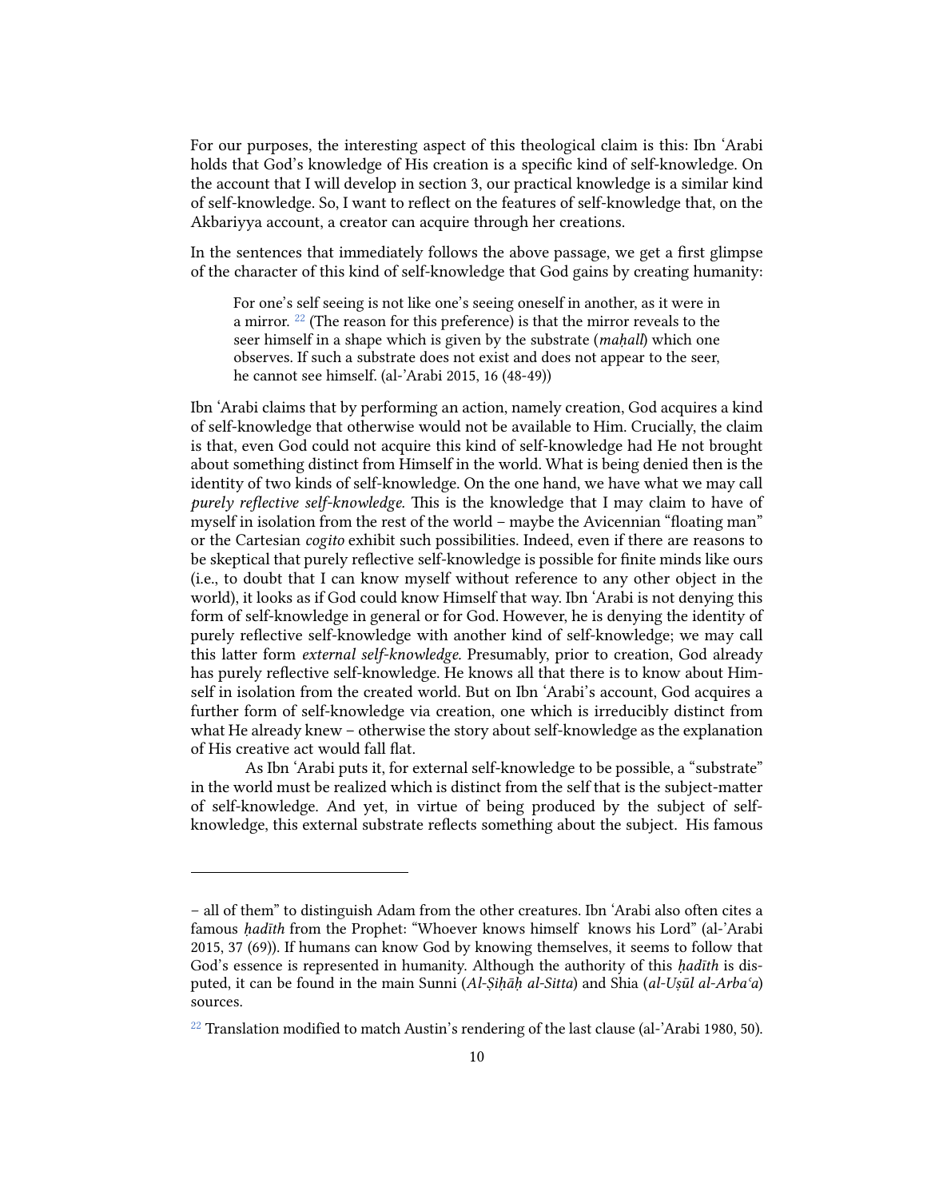For our purposes, the interesting aspect of this theological claim is this: Ibn ʿArabi holds that God's knowledge of His creation is a specific kind of self-knowledge. On the account that I will develop in section 3, our practical knowledge is a similar kind of self-knowledge. So, I want to reflect on the features of self-knowledge that, on the Akbariyya account, a creator can acquire through her creations.

In the sentences that immediately follows the above passage, we get a first glimpse of the character of this kind of self-knowledge that God gains by creating humanity:

> For one's self seeing is not like one's seeing oneself in another, as it were in a mirror. [22] (The reason for this preference) is that the mirror reveals to the seer himself in a shape which is given by the substrate (*maḥall*) which one observes. If such a substrate does not exist and does not appear to the seer, he cannot see himself. (al-'Arabi 2015, 16 (48-49))

Ibn ʿArabi claims that by performing an action, namely creation, God acquires a kind of self-knowledge that otherwise would not be available to Him. Crucially, the claim is that, even God could not acquire this kind of self-knowledge had He not brought about something distinct from Himself in the world. What is being denied then is the identity of two kinds of self-knowledge. On the one hand, we have what we may call *purely reflective self-knowledge*. This is the knowledge that I may claim to have of myself in isolation from the rest of the world – maybe the Avicennian "floating man" or the Cartesian *cogito* exhibit such possibilities. Indeed, even if there are reasons to be skeptical that purely reflective self-knowledge is possible for finite minds like ours (i.e., to doubt that I can know myself without reference to any other object in the world), it looks as if God could know Himself that way. Ibn ʿArabi is not denying this form of self-knowledge in general or for God. However, he is denying the identity of purely reflective self-knowledge with another kind of self-knowledge; we may call this latter form *external self-knowledge.* Presumably, prior to creation, God already has purely reflective self-knowledge. He knows all that there is to know about Himself in isolation from the created world. But on Ibn ʿArabi's account, God acquires a further form of self-knowledge via creation, one which is irreducibly distinct from what He already knew – otherwise the story about self-knowledge as the explanation of His creative act would fall flat.

As Ibn ʿArabi puts it, for external self-knowledge to be possible, a "substrate" in the world must be realized which is distinct from the self that is the subject-matter of self-knowledge. And yet, in virtue of being produced by the subject of self-knowledge, this external substrate reflects something about the subject. His famous

---

– all of them" to distinguish Adam from the other creatures. Ibn ʿArabi also often cites a famous *ḥadīth* from the Prophet: "Whoever knows himself knows his Lord" (al-'Arabi 2015, 37 (69)). If humans can know God by knowing themselves, it seems to follow that God's essence is represented in humanity. Although the authority of this *ḥadīth* is disputed, it can be found in the main Sunni (*Al-Ṣiḥāḥ al-Sitta*) and Shia (*al-Uṣūl al-Arbaʿa*) sources.

[22] Translation modified to match Austin's rendering of the last clause (al-'Arabi 1980, 50).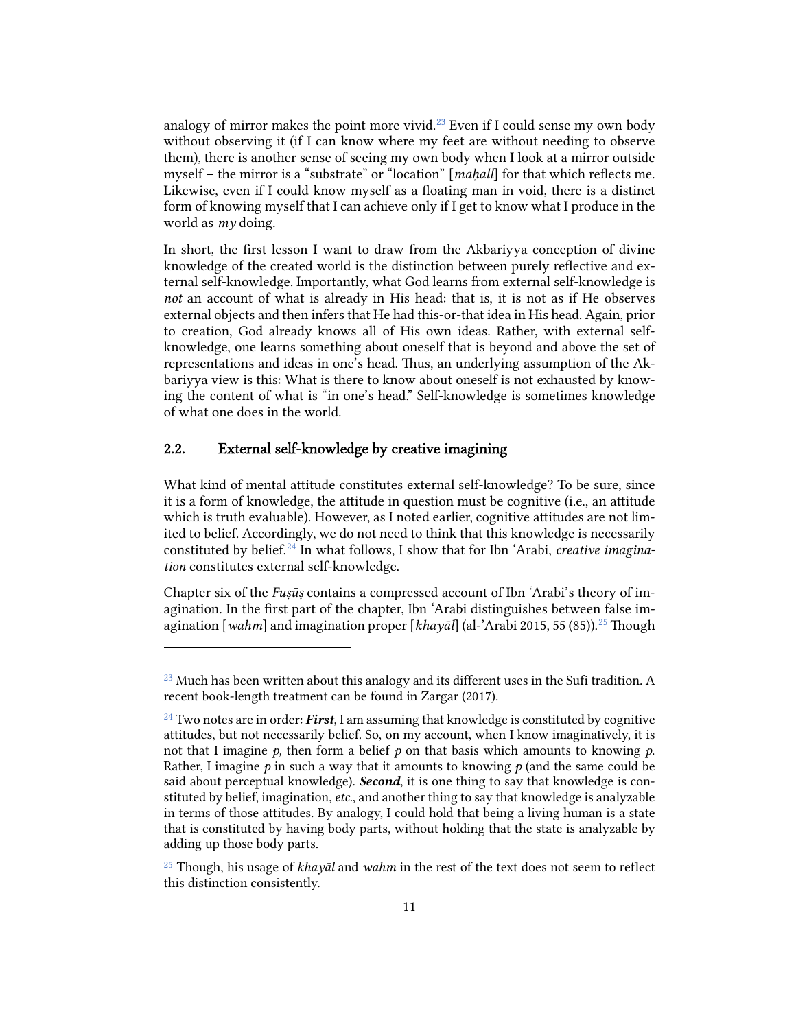analogy of mirror makes the point more vivid.[23] Even if I could sense my own body without observing it (if I can know where my feet are without needing to observe them), there is another sense of seeing my own body when I look at a mirror outside myself – the mirror is a "substrate" or "location" [*maḥall*] for that which reflects me. Likewise, even if I could know myself as a floating man in void, there is a distinct form of knowing myself that I can achieve only if I get to know what I produce in the world as *my* doing.

In short, the first lesson I want to draw from the Akbariyya conception of divine knowledge of the created world is the distinction between purely reflective and external self-knowledge. Importantly, what God learns from external self-knowledge is *not* an account of what is already in His head: that is, it is not as if He observes external objects and then infers that He had this-or-that idea in His head. Again, prior to creation, God already knows all of His own ideas. Rather, with external self-knowledge, one learns something about oneself that is beyond and above the set of representations and ideas in one's head. Thus, an underlying assumption of the Akbariyya view is this: What is there to know about oneself is not exhausted by knowing the content of what is "in one's head." Self-knowledge is sometimes knowledge of what one does in the world.

## 2.2. External self-knowledge by creative imagining

What kind of mental attitude constitutes external self-knowledge? To be sure, since it is a form of knowledge, the attitude in question must be cognitive (i.e., an attitude which is truth evaluable). However, as I noted earlier, cognitive attitudes are not limited to belief. Accordingly, we do not need to think that this knowledge is necessarily constituted by belief.[24] In what follows, I show that for Ibn ʿArabi, *creative imagination* constitutes external self-knowledge.

Chapter six of the *Fuṣūṣ* contains a compressed account of Ibn ʿArabi's theory of imagination. In the first part of the chapter, Ibn ʿArabi distinguishes between false imagination [*wahm*] and imagination proper [*khayāl*] (al-'Arabi 2015, 55 (85)).[25] Though

---

[23] Much has been written about this analogy and its different uses in the Sufi tradition. A recent book-length treatment can be found in Zargar (2017).

[24] Two notes are in order: ***First***, I am assuming that knowledge is constituted by cognitive attitudes, but not necessarily belief. So, on my account, when I know imaginatively, it is not that I imagine *p,* then form a belief *p* on that basis which amounts to knowing *p.* Rather, I imagine *p* in such a way that it amounts to knowing *p* (and the same could be said about perceptual knowledge). ***Second***, it is one thing to say that knowledge is constituted by belief, imagination, *etc.*, and another thing to say that knowledge is analyzable in terms of those attitudes. By analogy, I could hold that being a living human is a state that is constituted by having body parts, without holding that the state is analyzable by adding up those body parts.

[25] Though, his usage of *khayāl* and *wahm* in the rest of the text does not seem to reflect this distinction consistently.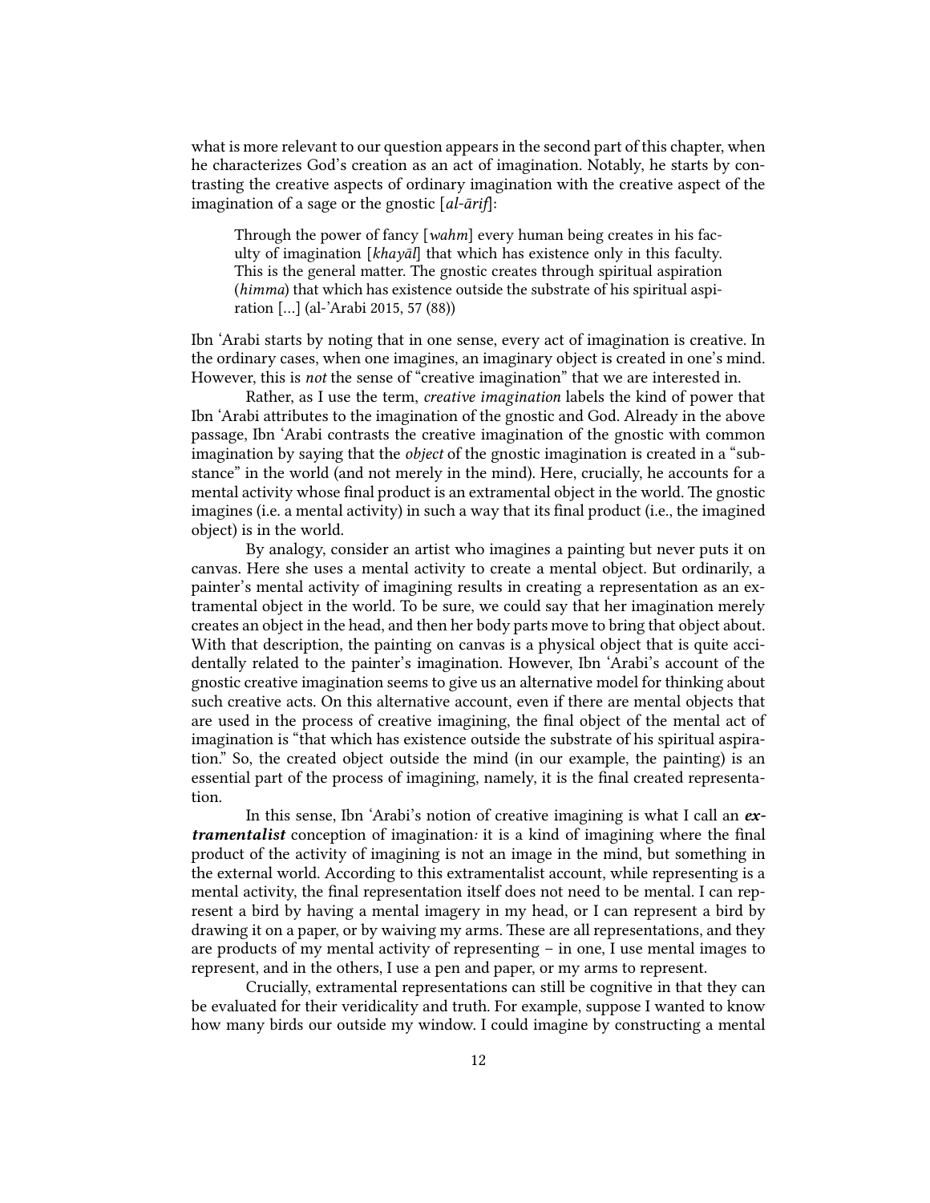what is more relevant to our question appears in the second part of this chapter, when he characterizes God's creation as an act of imagination. Notably, he starts by contrasting the creative aspects of ordinary imagination with the creative aspect of the imagination of a sage or the gnostic [*al-ārif*]:

> Through the power of fancy [*wahm*] every human being creates in his faculty of imagination [*khayāl*] that which has existence only in this faculty. This is the general matter. The gnostic creates through spiritual aspiration (*himma*) that which has existence outside the substrate of his spiritual aspiration [...] (al-'Arabi 2015, 57 (88))

Ibn ʿArabi starts by noting that in one sense, every act of imagination is creative. In the ordinary cases, when one imagines, an imaginary object is created in one's mind. However, this is *not* the sense of "creative imagination" that we are interested in.

Rather, as I use the term, *creative imagination* labels the kind of power that Ibn ʿArabi attributes to the imagination of the gnostic and God. Already in the above passage, Ibn ʿArabi contrasts the creative imagination of the gnostic with common imagination by saying that the *object* of the gnostic imagination is created in a "substance" in the world (and not merely in the mind). Here, crucially, he accounts for a mental activity whose final product is an extramental object in the world. The gnostic imagines (i.e. a mental activity) in such a way that its final product (i.e., the imagined object) is in the world.

By analogy, consider an artist who imagines a painting but never puts it on canvas. Here she uses a mental activity to create a mental object. But ordinarily, a painter's mental activity of imagining results in creating a representation as an extramental object in the world. To be sure, we could say that her imagination merely creates an object in the head, and then her body parts move to bring that object about. With that description, the painting on canvas is a physical object that is quite accidentally related to the painter's imagination. However, Ibn ʿArabi's account of the gnostic creative imagination seems to give us an alternative model for thinking about such creative acts. On this alternative account, even if there are mental objects that are used in the process of creative imagining, the final object of the mental act of imagination is "that which has existence outside the substrate of his spiritual aspiration." So, the created object outside the mind (in our example, the painting) is an essential part of the process of imagining, namely, it is the final created representation.

In this sense, Ibn ʿArabi's notion of creative imagining is what I call an ***extramentalist*** conception of imagination*:* it is a kind of imagining where the final product of the activity of imagining is not an image in the mind, but something in the external world. According to this extramentalist account, while representing is a mental activity, the final representation itself does not need to be mental. I can represent a bird by having a mental imagery in my head, or I can represent a bird by drawing it on a paper, or by waiving my arms. These are all representations, and they are products of my mental activity of representing – in one, I use mental images to represent, and in the others, I use a pen and paper, or my arms to represent.

Crucially, extramental representations can still be cognitive in that they can be evaluated for their veridicality and truth. For example, suppose I wanted to know how many birds our outside my window. I could imagine by constructing a mental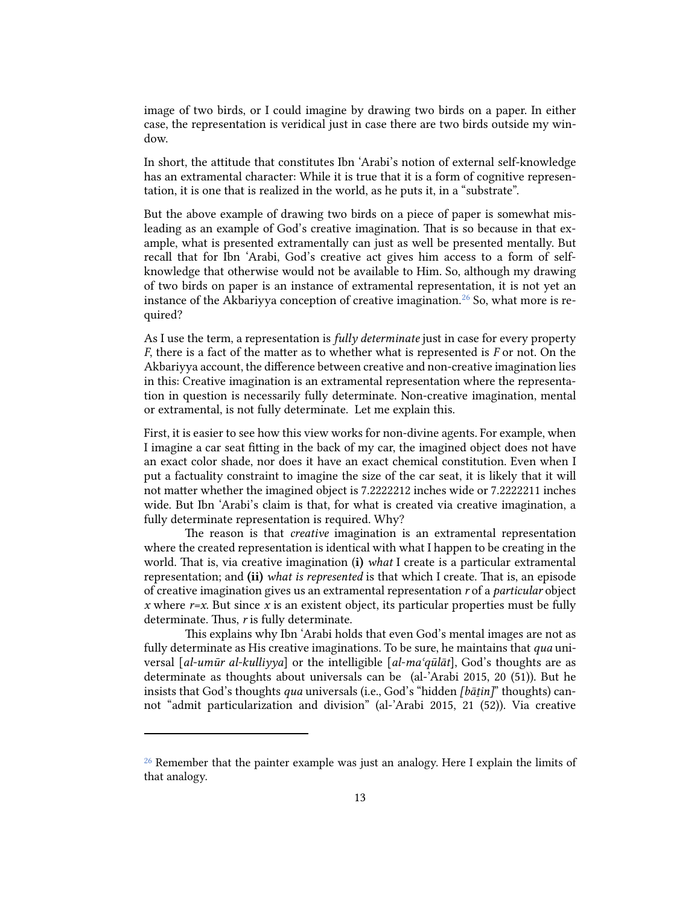image of two birds, or I could imagine by drawing two birds on a paper. In either case, the representation is veridical just in case there are two birds outside my window.

In short, the attitude that constitutes Ibn ʿArabi's notion of external self-knowledge has an extramental character: While it is true that it is a form of cognitive representation, it is one that is realized in the world, as he puts it, in a "substrate".

But the above example of drawing two birds on a piece of paper is somewhat misleading as an example of God's creative imagination. That is so because in that example, what is presented extramentally can just as well be presented mentally. But recall that for Ibn ʿArabi, God's creative act gives him access to a form of self-knowledge that otherwise would not be available to Him. So, although my drawing of two birds on paper is an instance of extramental representation, it is not yet an instance of the Akbariyya conception of creative imagination.[26] So, what more is required?

As I use the term, a representation is *fully determinate* just in case for every property *F*, there is a fact of the matter as to whether what is represented is *F* or not. On the Akbariyya account, the difference between creative and non-creative imagination lies in this: Creative imagination is an extramental representation where the representation in question is necessarily fully determinate. Non-creative imagination, mental or extramental, is not fully determinate. Let me explain this.

First, it is easier to see how this view works for non-divine agents. For example, when I imagine a car seat fitting in the back of my car, the imagined object does not have an exact color shade, nor does it have an exact chemical constitution. Even when I put a factuality constraint to imagine the size of the car seat, it is likely that it will not matter whether the imagined object is 7.2222212 inches wide or 7.2222211 inches wide. But Ibn ʿArabi's claim is that, for what is created via creative imagination, a fully determinate representation is required. Why?

The reason is that *creative* imagination is an extramental representation where the created representation is identical with what I happen to be creating in the world. That is, via creative imagination **(i)** *what* I create is a particular extramental representation; and **(ii)** *what is represented* is that which I create. That is, an episode of creative imagination gives us an extramental representation *r* of a *particular* object *x* where *r*=*x*. But since *x* is an existent object, its particular properties must be fully determinate. Thus, *r* is fully determinate.

This explains why Ibn ʿArabi holds that even God's mental images are not as fully determinate as His creative imaginations. To be sure, he maintains that *qua* universal [*al-umūr al-kulliyya*] or the intelligible [*al-maʿqūlāt*], God's thoughts are as determinate as thoughts about universals can be (al-'Arabi 2015, 20 (51)). But he insists that God's thoughts *qua* universals (i.e., God's "hidden *[bāṭin]*" thoughts) cannot "admit particularization and division" (al-'Arabi 2015, 21 (52)). Via creative

[26] Remember that the painter example was just an analogy. Here I explain the limits of that analogy.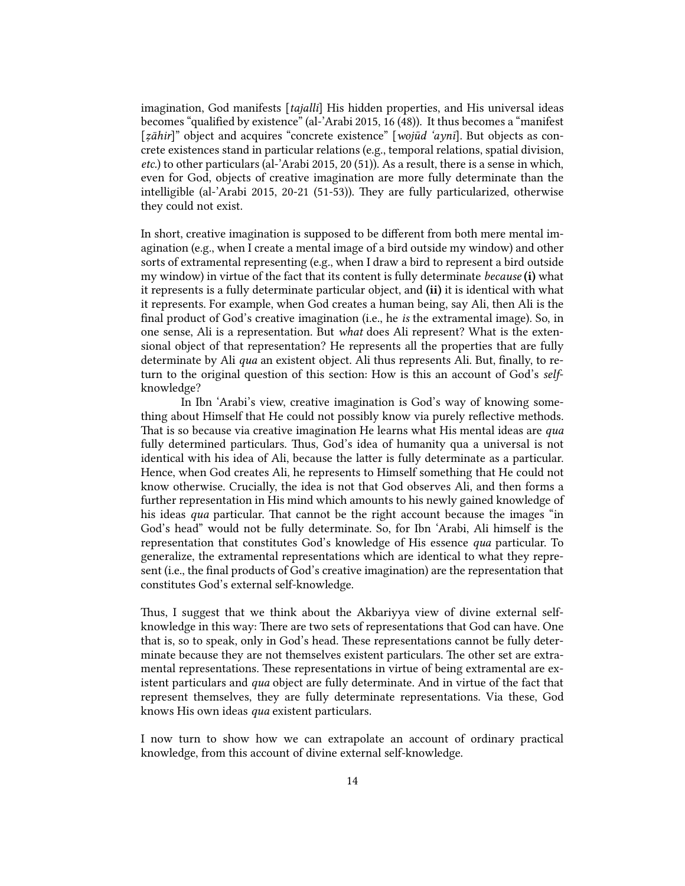imagination, God manifests [*tajalli*] His hidden properties, and His universal ideas becomes "qualified by existence" (al-'Arabi 2015, 16 (48)). It thus becomes a "manifest [*ẓāhir*]" object and acquires "concrete existence" [*wojūd 'aynī*]. But objects as concrete existences stand in particular relations (e.g., temporal relations, spatial division, *etc.*) to other particulars (al-'Arabi 2015, 20 (51)). As a result, there is a sense in which, even for God, objects of creative imagination are more fully determinate than the intelligible (al-'Arabi 2015, 20-21 (51-53)). They are fully particularized, otherwise they could not exist.

In short, creative imagination is supposed to be different from both mere mental imagination (e.g., when I create a mental image of a bird outside my window) and other sorts of extramental representing (e.g., when I draw a bird to represent a bird outside my window) in virtue of the fact that its content is fully determinate *because* **(i)** what it represents is a fully determinate particular object, and **(ii)** it is identical with what it represents. For example, when God creates a human being, say Ali, then Ali is the final product of God's creative imagination (i.e., he *is* the extramental image). So, in one sense, Ali is a representation. But *what* does Ali represent? What is the extensional object of that representation? He represents all the properties that are fully determinate by Ali *qua* an existent object. Ali thus represents Ali. But, finally, to return to the original question of this section: How is this an account of God's *self*-knowledge?

In Ibn 'Arabi's view, creative imagination is God's way of knowing something about Himself that He could not possibly know via purely reflective methods. That is so because via creative imagination He learns what His mental ideas are *qua* fully determined particulars. Thus, God's idea of humanity qua a universal is not identical with his idea of Ali, because the latter is fully determinate as a particular. Hence, when God creates Ali, he represents to Himself something that He could not know otherwise. Crucially, the idea is not that God observes Ali, and then forms a further representation in His mind which amounts to his newly gained knowledge of his ideas *qua* particular. That cannot be the right account because the images "in God's head" would not be fully determinate. So, for Ibn 'Arabi, Ali himself is the representation that constitutes God's knowledge of His essence *qua* particular. To generalize, the extramental representations which are identical to what they represent (i.e., the final products of God's creative imagination) are the representation that constitutes God's external self-knowledge.

Thus, I suggest that we think about the Akbariyya view of divine external self-knowledge in this way: There are two sets of representations that God can have. One that is, so to speak, only in God's head. These representations cannot be fully determinate because they are not themselves existent particulars. The other set are extramental representations. These representations in virtue of being extramental are existent particulars and *qua* object are fully determinate. And in virtue of the fact that represent themselves, they are fully determinate representations. Via these, God knows His own ideas *qua* existent particulars.

I now turn to show how we can extrapolate an account of ordinary practical knowledge, from this account of divine external self-knowledge.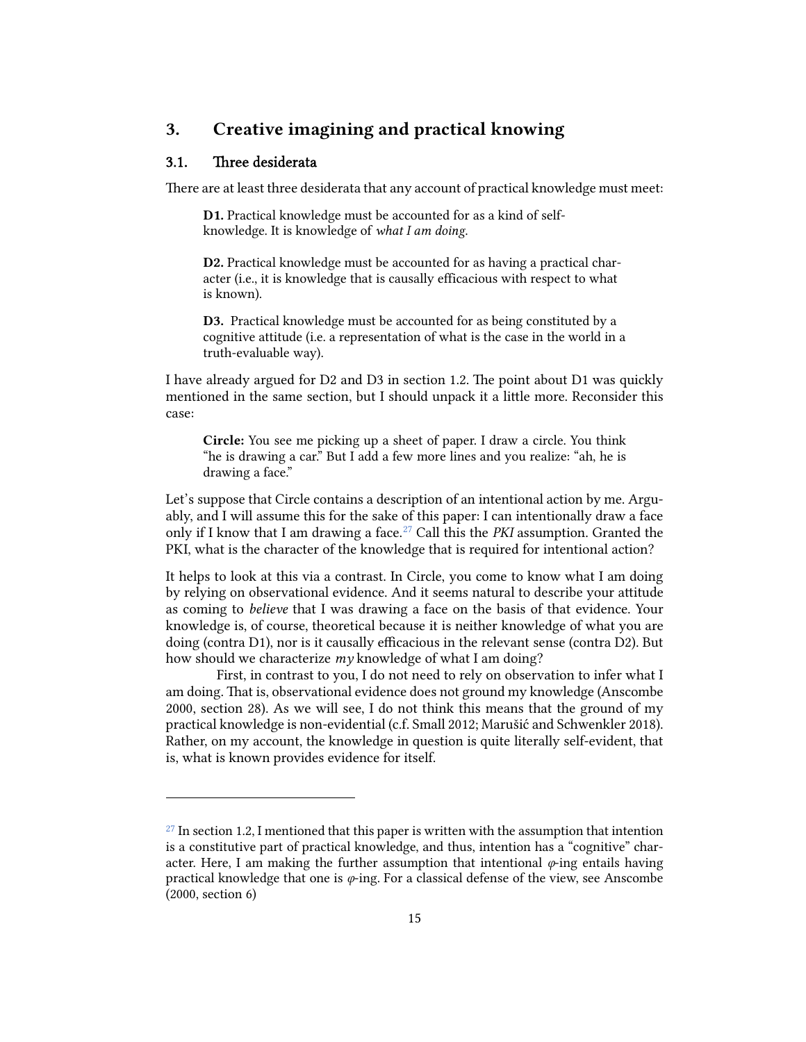## 3. Creative imagining and practical knowing

### 3.1. Three desiderata

There are at least three desiderata that any account of practical knowledge must meet:

> **D1.** Practical knowledge must be accounted for as a kind of self-knowledge. It is knowledge of *what I am doing*.
>
> **D2.** Practical knowledge must be accounted for as having a practical character (i.e., it is knowledge that is causally efficacious with respect to what is known).
>
> **D3.** Practical knowledge must be accounted for as being constituted by a cognitive attitude (i.e. a representation of what is the case in the world in a truth-evaluable way).

I have already argued for D2 and D3 in section 1.2. The point about D1 was quickly mentioned in the same section, but I should unpack it a little more. Reconsider this case:

> **Circle:** You see me picking up a sheet of paper. I draw a circle. You think "he is drawing a car." But I add a few more lines and you realize: "ah, he is drawing a face."

Let's suppose that Circle contains a description of an intentional action by me. Arguably, and I will assume this for the sake of this paper: I can intentionally draw a face only if I know that I am drawing a face.[27] Call this the *PKI* assumption. Granted the PKI, what is the character of the knowledge that is required for intentional action?

It helps to look at this via a contrast. In Circle, you come to know what I am doing by relying on observational evidence. And it seems natural to describe your attitude as coming to *believe* that I was drawing a face on the basis of that evidence. Your knowledge is, of course, theoretical because it is neither knowledge of what you are doing (contra D1), nor is it causally efficacious in the relevant sense (contra D2). But how should we characterize *my* knowledge of what I am doing?

First, in contrast to you, I do not need to rely on observation to infer what I am doing. That is, observational evidence does not ground my knowledge (Anscombe 2000, section 28). As we will see, I do not think this means that the ground of my practical knowledge is non-evidential (c.f. Small 2012; Marušić and Schwenkler 2018). Rather, on my account, the knowledge in question is quite literally self-evident, that is, what is known provides evidence for itself.

---

[27] In section 1.2, I mentioned that this paper is written with the assumption that intention is a constitutive part of practical knowledge, and thus, intention has a "cognitive" character. Here, I am making the further assumption that intentional $\varphi$-ing entails having practical knowledge that one is $\varphi$-ing. For a classical defense of the view, see Anscombe (2000, section 6)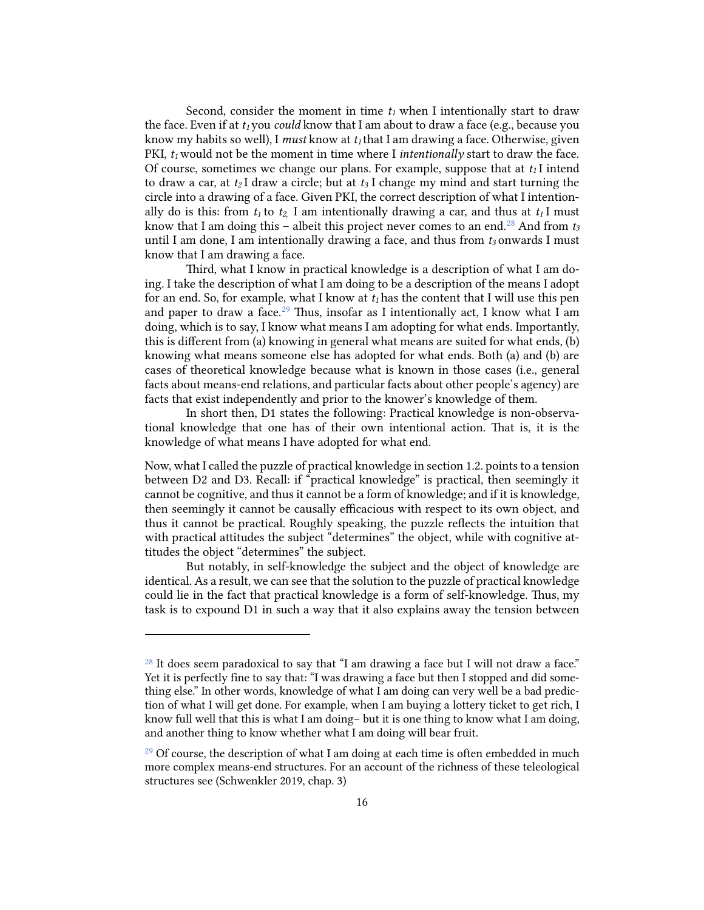Second, consider the moment in time $t_1$ when I intentionally start to draw the face. Even if at $t_1$ you *could* know that I am about to draw a face (e.g., because you know my habits so well), I *must* know at $t_1$ that I am drawing a face. Otherwise, given PKI, $t_1$ would not be the moment in time where I *intentionally* start to draw the face. Of course, sometimes we change our plans. For example, suppose that at $t_1$ I intend to draw a car, at $t_2$ I draw a circle; but at $t_3$ I change my mind and start turning the circle into a drawing of a face. Given PKI, the correct description of what I intentionally do is this: from $t_1$ to $t_2$, I am intentionally drawing a car, and thus at $t_1$ I must know that I am doing this – albeit this project never comes to an end.[28] And from $t_3$ until I am done, I am intentionally drawing a face, and thus from $t_3$ onwards I must know that I am drawing a face.

Third, what I know in practical knowledge is a description of what I am doing. I take the description of what I am doing to be a description of the means I adopt for an end. So, for example, what I know at $t_1$ has the content that I will use this pen and paper to draw a face.[29] Thus, insofar as I intentionally act, I know what I am doing, which is to say, I know what means I am adopting for what ends. Importantly, this is different from (a) knowing in general what means are suited for what ends, (b) knowing what means someone else has adopted for what ends. Both (a) and (b) are cases of theoretical knowledge because what is known in those cases (i.e., general facts about means-end relations, and particular facts about other people's agency) are facts that exist independently and prior to the knower's knowledge of them.

In short then, D1 states the following: Practical knowledge is non-observational knowledge that one has of their own intentional action. That is, it is the knowledge of what means I have adopted for what end.

Now, what I called the puzzle of practical knowledge in section 1.2. points to a tension between D2 and D3. Recall: if "practical knowledge" is practical, then seemingly it cannot be cognitive, and thus it cannot be a form of knowledge; and if it is knowledge, then seemingly it cannot be causally efficacious with respect to its own object, and thus it cannot be practical. Roughly speaking, the puzzle reflects the intuition that with practical attitudes the subject "determines" the object, while with cognitive attitudes the object "determines" the subject.

But notably, in self-knowledge the subject and the object of knowledge are identical. As a result, we can see that the solution to the puzzle of practical knowledge could lie in the fact that practical knowledge is a form of self-knowledge. Thus, my task is to expound D1 in such a way that it also explains away the tension between

---

[28] It does seem paradoxical to say that "I am drawing a face but I will not draw a face." Yet it is perfectly fine to say that: "I was drawing a face but then I stopped and did something else." In other words, knowledge of what I am doing can very well be a bad prediction of what I will get done. For example, when I am buying a lottery ticket to get rich, I know full well that this is what I am doing– but it is one thing to know what I am doing, and another thing to know whether what I am doing will bear fruit.

[29] Of course, the description of what I am doing at each time is often embedded in much more complex means-end structures. For an account of the richness of these teleological structures see (Schwenkler 2019, chap. 3)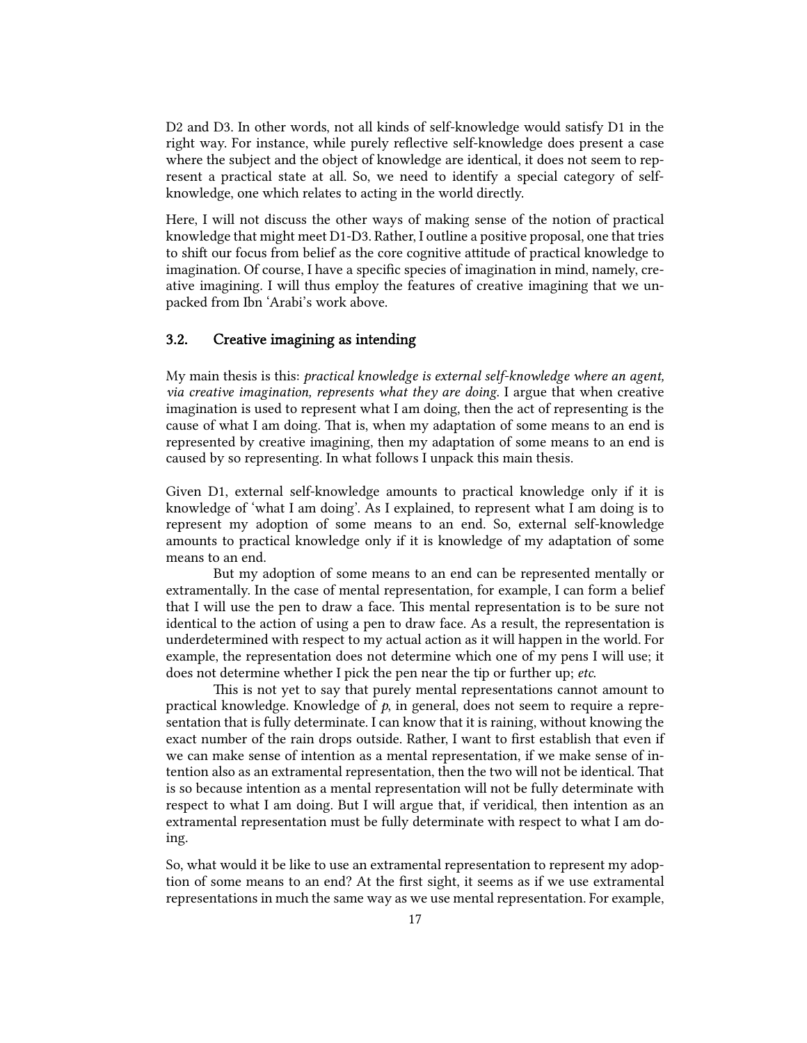D2 and D3. In other words, not all kinds of self-knowledge would satisfy D1 in the right way. For instance, while purely reflective self-knowledge does present a case where the subject and the object of knowledge are identical, it does not seem to represent a practical state at all. So, we need to identify a special category of self-knowledge, one which relates to acting in the world directly.

Here, I will not discuss the other ways of making sense of the notion of practical knowledge that might meet D1-D3. Rather, I outline a positive proposal, one that tries to shift our focus from belief as the core cognitive attitude of practical knowledge to imagination. Of course, I have a specific species of imagination in mind, namely, creative imagining. I will thus employ the features of creative imagining that we unpacked from Ibn ʿArabi's work above.

### 3.2. Creative imagining as intending

My main thesis is this: *practical knowledge is external self-knowledge where an agent, via creative imagination, represents what they are doing*. I argue that when creative imagination is used to represent what I am doing, then the act of representing is the cause of what I am doing. That is, when my adaptation of some means to an end is represented by creative imagining, then my adaptation of some means to an end is caused by so representing. In what follows I unpack this main thesis.

Given D1, external self-knowledge amounts to practical knowledge only if it is knowledge of 'what I am doing'. As I explained, to represent what I am doing is to represent my adoption of some means to an end. So, external self-knowledge amounts to practical knowledge only if it is knowledge of my adaptation of some means to an end.

But my adoption of some means to an end can be represented mentally or extramentally. In the case of mental representation, for example, I can form a belief that I will use the pen to draw a face. This mental representation is to be sure not identical to the action of using a pen to draw face. As a result, the representation is underdetermined with respect to my actual action as it will happen in the world. For example, the representation does not determine which one of my pens I will use; it does not determine whether I pick the pen near the tip or further up; *etc*.

This is not yet to say that purely mental representations cannot amount to practical knowledge. Knowledge of *p*, in general, does not seem to require a representation that is fully determinate. I can know that it is raining, without knowing the exact number of the rain drops outside. Rather, I want to first establish that even if we can make sense of intention as a mental representation, if we make sense of intention also as an extramental representation, then the two will not be identical. That is so because intention as a mental representation will not be fully determinate with respect to what I am doing. But I will argue that, if veridical, then intention as an extramental representation must be fully determinate with respect to what I am doing.

So, what would it be like to use an extramental representation to represent my adoption of some means to an end? At the first sight, it seems as if we use extramental representations in much the same way as we use mental representation. For example,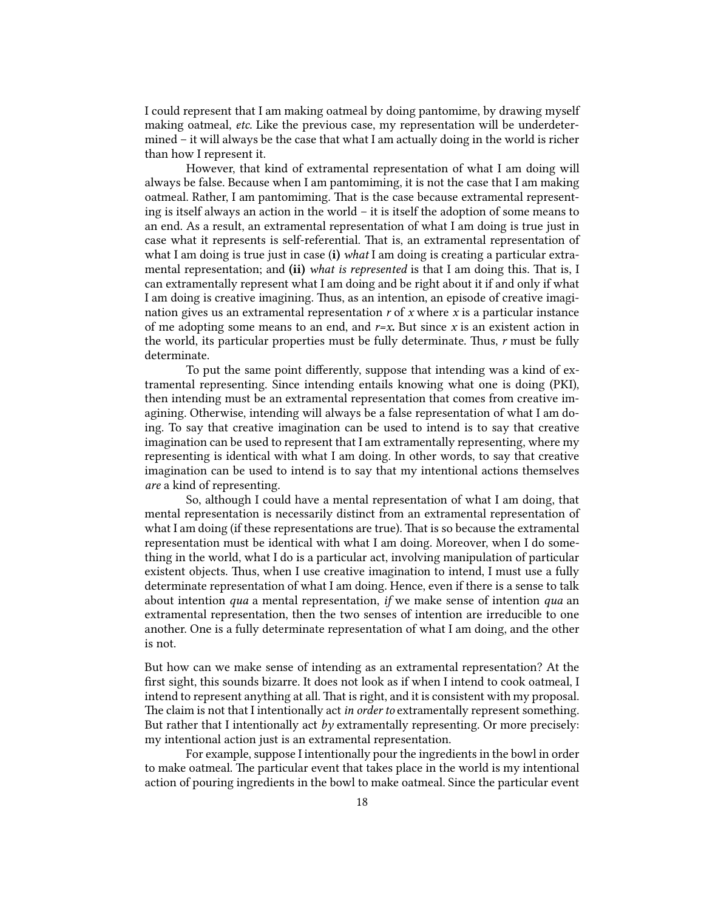I could represent that I am making oatmeal by doing pantomime, by drawing myself making oatmeal, *etc.* Like the previous case, my representation will be underdetermined – it will always be the case that what I am actually doing in the world is richer than how I represent it.

However, that kind of extramental representation of what I am doing will always be false. Because when I am pantomiming, it is not the case that I am making oatmeal. Rather, I am pantomiming. That is the case because extramental representing is itself always an action in the world – it is itself the adoption of some means to an end. As a result, an extramental representation of what I am doing is true just in case what it represents is self-referential. That is, an extramental representation of what I am doing is true just in case **(i)** *what* I am doing is creating a particular extramental representation; and **(ii)** *what is represented* is that I am doing this. That is, I can extramentally represent what I am doing and be right about it if and only if what I am doing is creative imagining. Thus, as an intention, an episode of creative imagination gives us an extramental representation $r$ of $x$ where $x$ is a particular instance of me adopting some means to an end, and $r$=$x$**.** But since $x$ is an existent action in the world, its particular properties must be fully determinate. Thus, $r$ must be fully determinate.

To put the same point differently, suppose that intending was a kind of extramental representing. Since intending entails knowing what one is doing (PKI), then intending must be an extramental representation that comes from creative imagining. Otherwise, intending will always be a false representation of what I am doing. To say that creative imagination can be used to intend is to say that creative imagination can be used to represent that I am extramentally representing, where my representing is identical with what I am doing. In other words, to say that creative imagination can be used to intend is to say that my intentional actions themselves *are* a kind of representing.

So, although I could have a mental representation of what I am doing, that mental representation is necessarily distinct from an extramental representation of what I am doing (if these representations are true). That is so because the extramental representation must be identical with what I am doing. Moreover, when I do something in the world, what I do is a particular act, involving manipulation of particular existent objects. Thus, when I use creative imagination to intend, I must use a fully determinate representation of what I am doing. Hence, even if there is a sense to talk about intention *qua* a mental representation, *if* we make sense of intention *qua* an extramental representation, then the two senses of intention are irreducible to one another. One is a fully determinate representation of what I am doing, and the other is not.

But how can we make sense of intending as an extramental representation? At the first sight, this sounds bizarre. It does not look as if when I intend to cook oatmeal, I intend to represent anything at all. That is right, and it is consistent with my proposal. The claim is not that I intentionally act *in order to* extramentally represent something. But rather that I intentionally act *by* extramentally representing. Or more precisely: my intentional action just is an extramental representation.

For example, suppose I intentionally pour the ingredients in the bowl in order to make oatmeal. The particular event that takes place in the world is my intentional action of pouring ingredients in the bowl to make oatmeal. Since the particular event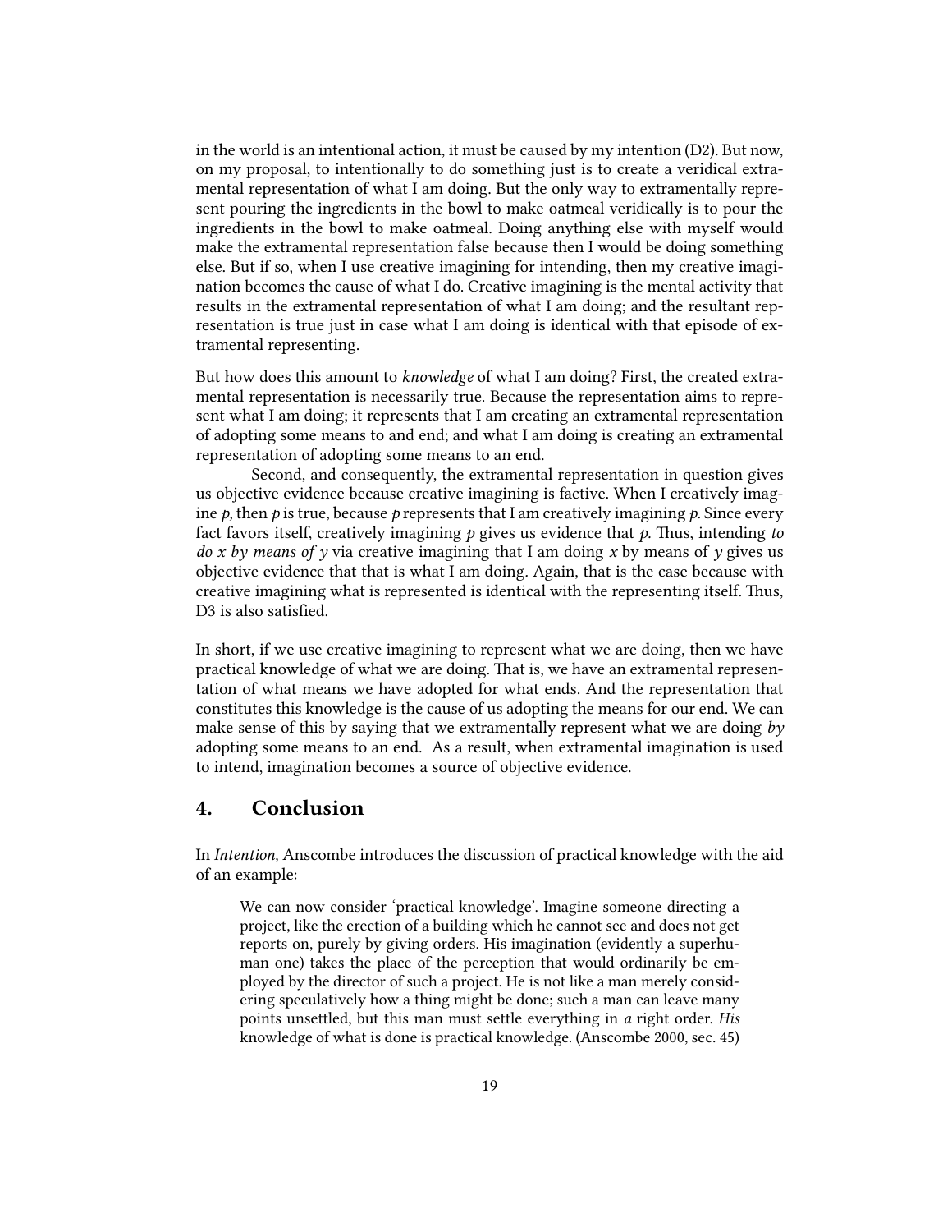in the world is an intentional action, it must be caused by my intention (D2). But now, on my proposal, to intentionally to do something just is to create a veridical extramental representation of what I am doing. But the only way to extramentally represent pouring the ingredients in the bowl to make oatmeal veridically is to pour the ingredients in the bowl to make oatmeal. Doing anything else with myself would make the extramental representation false because then I would be doing something else. But if so, when I use creative imagining for intending, then my creative imagination becomes the cause of what I do. Creative imagining is the mental activity that results in the extramental representation of what I am doing; and the resultant representation is true just in case what I am doing is identical with that episode of extramental representing.

But how does this amount to *knowledge* of what I am doing? First, the created extramental representation is necessarily true. Because the representation aims to represent what I am doing; it represents that I am creating an extramental representation of adopting some means to and end; and what I am doing is creating an extramental representation of adopting some means to an end.

Second, and consequently, the extramental representation in question gives us objective evidence because creative imagining is factive. When I creatively imagine *p*, then *p* is true, because *p* represents that I am creatively imagining *p*. Since every fact favors itself, creatively imagining *p* gives us evidence that *p*. Thus, intending *to do x by means of y* via creative imagining that I am doing *x* by means of *y* gives us objective evidence that that is what I am doing. Again, that is the case because with creative imagining what is represented is identical with the representing itself. Thus, D3 is also satisfied.

In short, if we use creative imagining to represent what we are doing, then we have practical knowledge of what we are doing. That is, we have an extramental representation of what means we have adopted for what ends. And the representation that constitutes this knowledge is the cause of us adopting the means for our end. We can make sense of this by saying that we extramentally represent what we are doing *by* adopting some means to an end. As a result, when extramental imagination is used to intend, imagination becomes a source of objective evidence.

## 4. Conclusion

In *Intention,* Anscombe introduces the discussion of practical knowledge with the aid of an example:

> We can now consider 'practical knowledge'. Imagine someone directing a project, like the erection of a building which he cannot see and does not get reports on, purely by giving orders. His imagination (evidently a superhuman one) takes the place of the perception that would ordinarily be employed by the director of such a project. He is not like a man merely considering speculatively how a thing might be done; such a man can leave many points unsettled, but this man must settle everything in *a* right order. *His* knowledge of what is done is practical knowledge. (Anscombe 2000, sec. 45)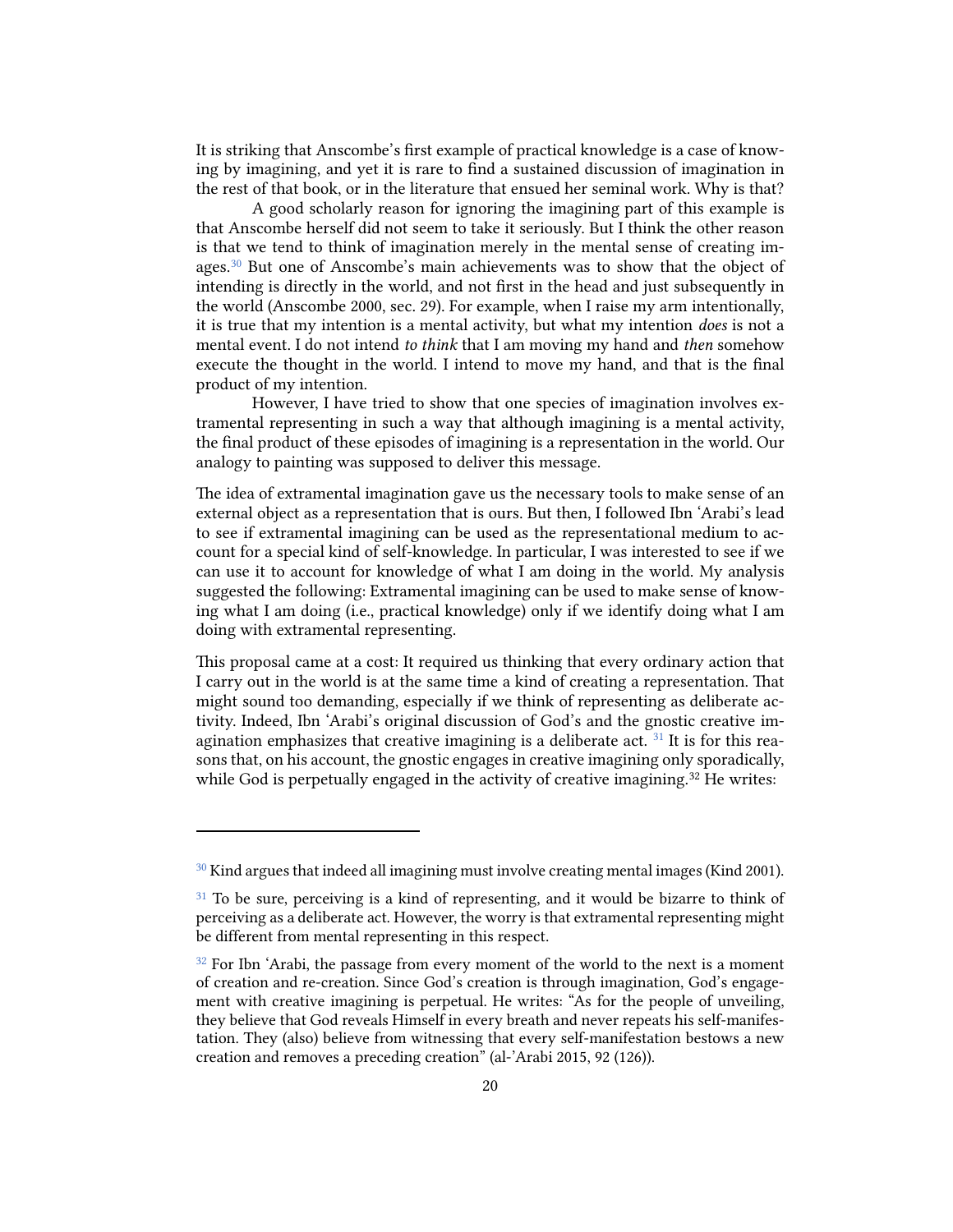It is striking that Anscombe's first example of practical knowledge is a case of knowing by imagining, and yet it is rare to find a sustained discussion of imagination in the rest of that book, or in the literature that ensued her seminal work. Why is that?

A good scholarly reason for ignoring the imagining part of this example is that Anscombe herself did not seem to take it seriously. But I think the other reason is that we tend to think of imagination merely in the mental sense of creating images.[30] But one of Anscombe's main achievements was to show that the object of intending is directly in the world, and not first in the head and just subsequently in the world (Anscombe 2000, sec. 29). For example, when I raise my arm intentionally, it is true that my intention is a mental activity, but what my intention *does* is not a mental event. I do not intend *to think* that I am moving my hand and *then* somehow execute the thought in the world. I intend to move my hand, and that is the final product of my intention.

However, I have tried to show that one species of imagination involves extramental representing in such a way that although imagining is a mental activity, the final product of these episodes of imagining is a representation in the world. Our analogy to painting was supposed to deliver this message.

The idea of extramental imagination gave us the necessary tools to make sense of an external object as a representation that is ours. But then, I followed Ibn 'Arabi's lead to see if extramental imagining can be used as the representational medium to account for a special kind of self-knowledge. In particular, I was interested to see if we can use it to account for knowledge of what I am doing in the world. My analysis suggested the following: Extramental imagining can be used to make sense of knowing what I am doing (i.e., practical knowledge) only if we identify doing what I am doing with extramental representing.

This proposal came at a cost: It required us thinking that every ordinary action that I carry out in the world is at the same time a kind of creating a representation. That might sound too demanding, especially if we think of representing as deliberate activity. Indeed, Ibn 'Arabi's original discussion of God's and the gnostic creative imagination emphasizes that creative imagining is a deliberate act. [31] It is for this reasons that, on his account, the gnostic engages in creative imagining only sporadically, while God is perpetually engaged in the activity of creative imagining.[32] He writes:

---

[30] Kind argues that indeed all imagining must involve creating mental images (Kind 2001).

[31] To be sure, perceiving is a kind of representing, and it would be bizarre to think of perceiving as a deliberate act. However, the worry is that extramental representing might be different from mental representing in this respect.

[32] For Ibn 'Arabi, the passage from every moment of the world to the next is a moment of creation and re-creation. Since God's creation is through imagination, God's engagement with creative imagining is perpetual. He writes: "As for the people of unveiling, they believe that God reveals Himself in every breath and never repeats his self-manifestation. They (also) believe from witnessing that every self-manifestation bestows a new creation and removes a preceding creation" (al-'Arabi 2015, 92 (126)).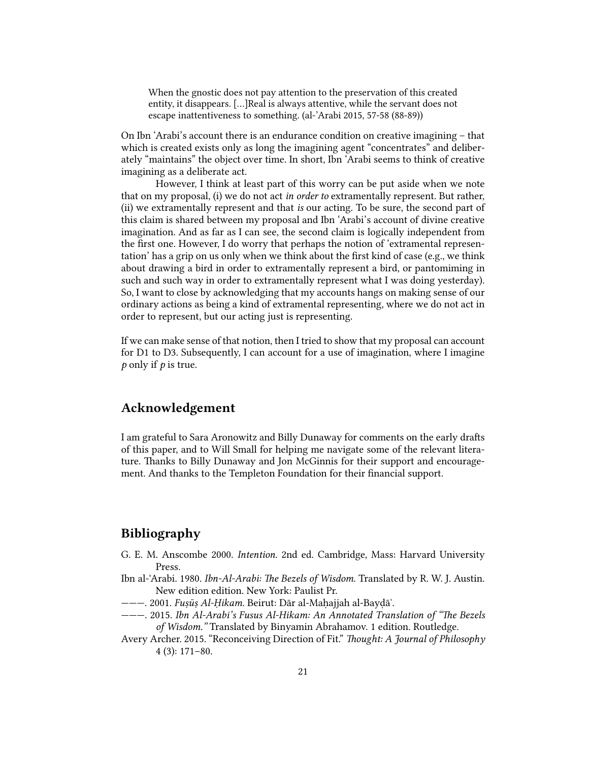> When the gnostic does not pay attention to the preservation of this created entity, it disappears. [...]Real is always attentive, while the servant does not escape inattentiveness to something. (al-'Arabi 2015, 57-58 (88-89))

On Ibn ʿArabi's account there is an endurance condition on creative imagining – that which is created exists only as long the imagining agent "concentrates" and deliberately "maintains" the object over time. In short, Ibn ʿArabi seems to think of creative imagining as a deliberate act.

However, I think at least part of this worry can be put aside when we note that on my proposal, (i) we do not act *in order to* extramentally represent. But rather, (ii) we extramentally represent and that *is* our acting. To be sure, the second part of this claim is shared between my proposal and Ibn ʿArabi's account of divine creative imagination. And as far as I can see, the second claim is logically independent from the first one. However, I do worry that perhaps the notion of 'extramental representation' has a grip on us only when we think about the first kind of case (e.g., we think about drawing a bird in order to extramentally represent a bird, or pantomiming in such and such way in order to extramentally represent what I was doing yesterday). So, I want to close by acknowledging that my accounts hangs on making sense of our ordinary actions as being a kind of extramental representing, where we do not act in order to represent, but our acting just is representing.

If we can make sense of that notion, then I tried to show that my proposal can account for D1 to D3. Subsequently, I can account for a use of imagination, where I imagine *p* only if *p* is true.

## Acknowledgement

I am grateful to Sara Aronowitz and Billy Dunaway for comments on the early drafts of this paper, and to Will Small for helping me navigate some of the relevant literature. Thanks to Billy Dunaway and Jon McGinnis for their support and encouragement. And thanks to the Templeton Foundation for their financial support.

## Bibliography

G. E. M. Anscombe 2000. *Intention.* 2nd ed. Cambridge, Mass: Harvard University Press.

Ibn al-'Arabi. 1980. *Ibn-Al-Arabi: The Bezels of Wisdom.* Translated by R. W. J. Austin. New edition edition. New York: Paulist Pr.

———. 2001. *Fuṣūṣ Al-Ḥikam.* Beirut: Dār al-Maḥajjah al-Bayḍā'.

———. 2015. *Ibn Al-Arabi's Fusus Al-Hikam: An Annotated Translation of "The Bezels of Wisdom."* Translated by Binyamin Abrahamov. 1 edition. Routledge.

Avery Archer. 2015. "Reconceiving Direction of Fit." *Thought: A Journal of Philosophy* 4 (3): 171–80.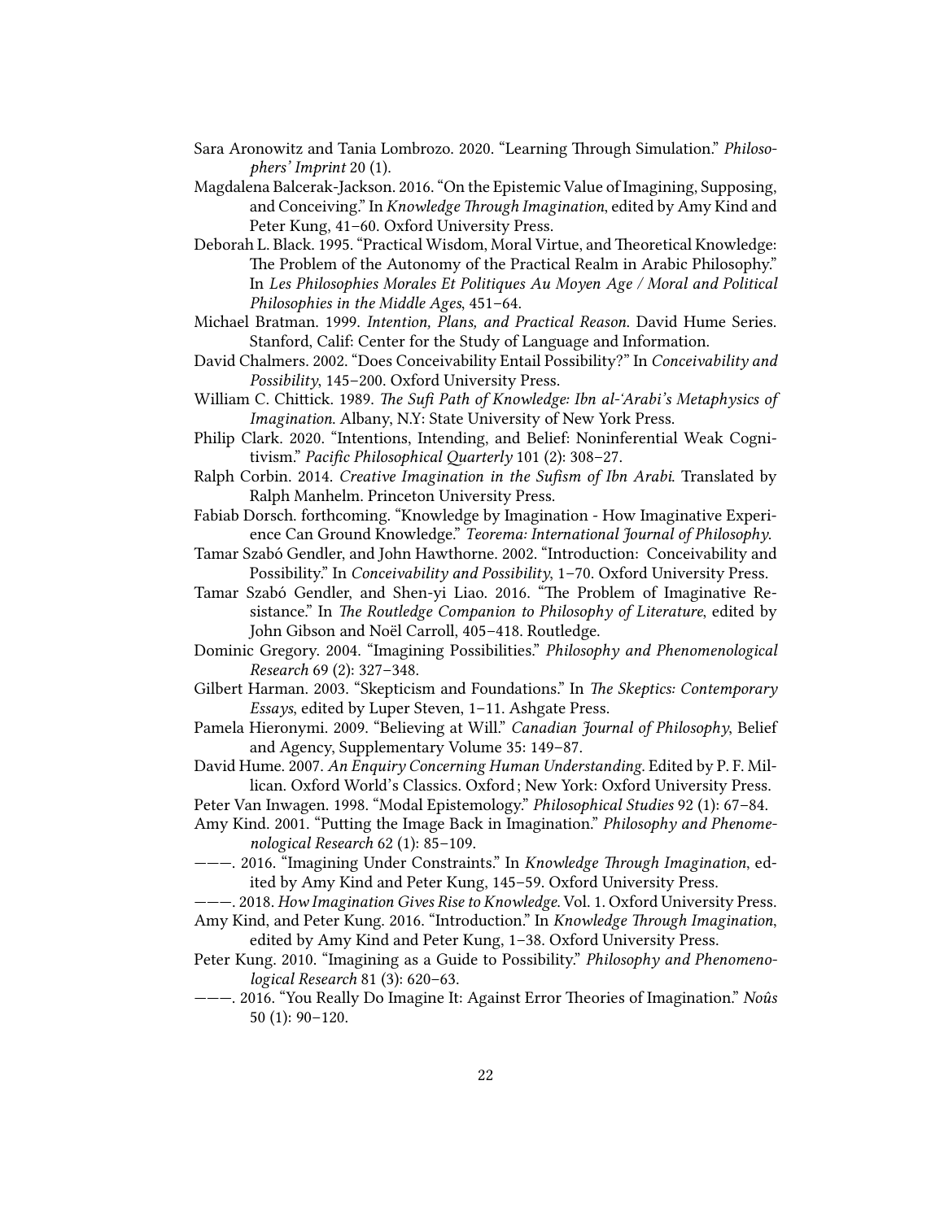Sara Aronowitz and Tania Lombrozo. 2020. "Learning Through Simulation." *Philosophers' Imprint* 20 (1).

Magdalena Balcerak-Jackson. 2016. "On the Epistemic Value of Imagining, Supposing, and Conceiving." In *Knowledge Through Imagination*, edited by Amy Kind and Peter Kung, 41–60. Oxford University Press.

Deborah L. Black. 1995. "Practical Wisdom, Moral Virtue, and Theoretical Knowledge: The Problem of the Autonomy of the Practical Realm in Arabic Philosophy." In *Les Philosophies Morales Et Politiques Au Moyen Age / Moral and Political Philosophies in the Middle Ages*, 451–64.

Michael Bratman. 1999. *Intention, Plans, and Practical Reason*. David Hume Series. Stanford, Calif: Center for the Study of Language and Information.

David Chalmers. 2002. "Does Conceivability Entail Possibility?" In *Conceivability and Possibility*, 145–200. Oxford University Press.

William C. Chittick. 1989. *The Sufi Path of Knowledge: Ibn al-'Arabi's Metaphysics of Imagination*. Albany, N.Y: State University of New York Press.

Philip Clark. 2020. "Intentions, Intending, and Belief: Noninferential Weak Cognitivism." *Pacific Philosophical Quarterly* 101 (2): 308–27.

Ralph Corbin. 2014. *Creative Imagination in the Sufism of Ibn Arabi*. Translated by Ralph Manhelm. Princeton University Press.

Fabiab Dorsch. forthcoming. "Knowledge by Imagination - How Imaginative Experience Can Ground Knowledge." *Teorema: International Journal of Philosophy*.

Tamar Szabó Gendler, and John Hawthorne. 2002. "Introduction: Conceivability and Possibility." In *Conceivability and Possibility*, 1–70. Oxford University Press.

Tamar Szabó Gendler, and Shen-yi Liao. 2016. "The Problem of Imaginative Resistance." In *The Routledge Companion to Philosophy of Literature*, edited by John Gibson and Noël Carroll, 405–418. Routledge.

Dominic Gregory. 2004. "Imagining Possibilities." *Philosophy and Phenomenological Research* 69 (2): 327–348.

Gilbert Harman. 2003. "Skepticism and Foundations." In *The Skeptics: Contemporary Essays*, edited by Luper Steven, 1–11. Ashgate Press.

Pamela Hieronymi. 2009. "Believing at Will." *Canadian Journal of Philosophy*, Belief and Agency, Supplementary Volume 35: 149–87.

David Hume. 2007. *An Enquiry Concerning Human Understanding*. Edited by P. F. Millican. Oxford World's Classics. Oxford ; New York: Oxford University Press.

Peter Van Inwagen. 1998. "Modal Epistemology." *Philosophical Studies* 92 (1): 67–84.

Amy Kind. 2001. "Putting the Image Back in Imagination." *Philosophy and Phenomenological Research* 62 (1): 85–109.

———. 2016. "Imagining Under Constraints." In *Knowledge Through Imagination*, edited by Amy Kind and Peter Kung, 145–59. Oxford University Press.

———. 2018. *How Imagination Gives Rise to Knowledge*. Vol. 1. Oxford University Press.

Amy Kind, and Peter Kung. 2016. "Introduction." In *Knowledge Through Imagination*, edited by Amy Kind and Peter Kung, 1–38. Oxford University Press.

Peter Kung. 2010. "Imagining as a Guide to Possibility." *Philosophy and Phenomenological Research* 81 (3): 620–63.

———. 2016. "You Really Do Imagine It: Against Error Theories of Imagination." *Noûs* 50 (1): 90–120.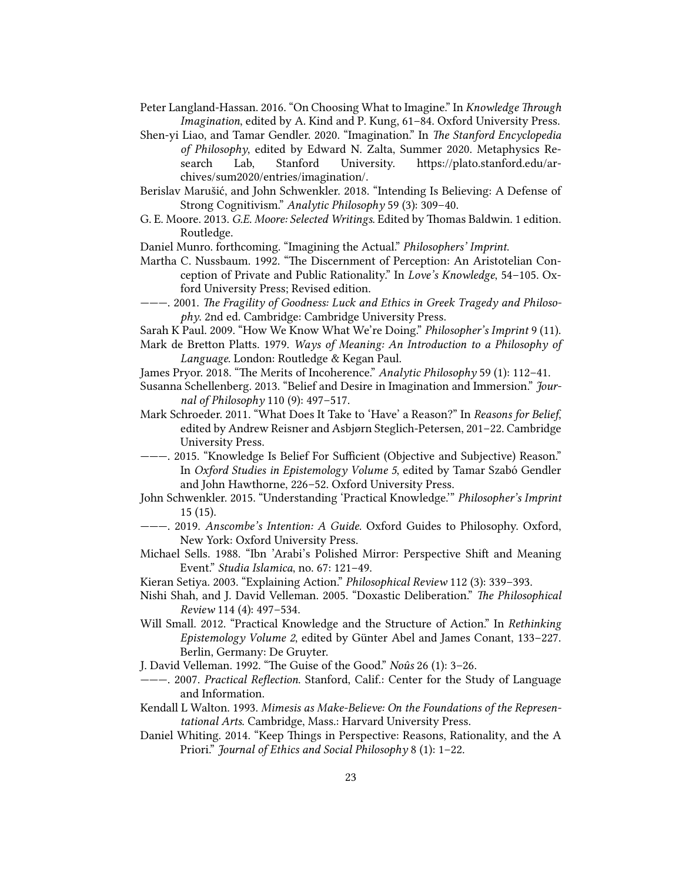Peter Langland-Hassan. 2016. "On Choosing What to Imagine." In *Knowledge Through Imagination*, edited by A. Kind and P. Kung, 61–84. Oxford University Press.

Shen-yi Liao, and Tamar Gendler. 2020. "Imagination." In *The Stanford Encyclopedia of Philosophy*, edited by Edward N. Zalta, Summer 2020. Metaphysics Research Lab, Stanford University. https://plato.stanford.edu/archives/sum2020/entries/imagination/.

Berislav Marušić, and John Schwenkler. 2018. "Intending Is Believing: A Defense of Strong Cognitivism." *Analytic Philosophy* 59 (3): 309–40.

G. E. Moore. 2013. *G.E. Moore: Selected Writings*. Edited by Thomas Baldwin. 1 edition. Routledge.

Daniel Munro. forthcoming. "Imagining the Actual." *Philosophers' Imprint*.

Martha C. Nussbaum. 1992. "The Discernment of Perception: An Aristotelian Conception of Private and Public Rationality." In *Love's Knowledge*, 54–105. Oxford University Press; Revised edition.

———. 2001. *The Fragility of Goodness: Luck and Ethics in Greek Tragedy and Philosophy*. 2nd ed. Cambridge: Cambridge University Press.

Sarah K Paul. 2009. "How We Know What We're Doing." *Philosopher's Imprint* 9 (11).

Mark de Bretton Platts. 1979. *Ways of Meaning: An Introduction to a Philosophy of Language*. London: Routledge & Kegan Paul.

James Pryor. 2018. "The Merits of Incoherence." *Analytic Philosophy* 59 (1): 112–41.

Susanna Schellenberg. 2013. "Belief and Desire in Imagination and Immersion." *Journal of Philosophy* 110 (9): 497–517.

Mark Schroeder. 2011. "What Does It Take to 'Have' a Reason?" In *Reasons for Belief*, edited by Andrew Reisner and Asbjørn Steglich-Petersen, 201–22. Cambridge University Press.

———. 2015. "Knowledge Is Belief For Sufficient (Objective and Subjective) Reason." In *Oxford Studies in Epistemology Volume 5*, edited by Tamar Szabó Gendler and John Hawthorne, 226–52. Oxford University Press.

John Schwenkler. 2015. "Understanding 'Practical Knowledge.'" *Philosopher's Imprint* 15 (15).

———. 2019. *Anscombe's Intention: A Guide*. Oxford Guides to Philosophy. Oxford, New York: Oxford University Press.

Michael Sells. 1988. "Ibn 'Arabi's Polished Mirror: Perspective Shift and Meaning Event." *Studia Islamica*, no. 67: 121–49.

Kieran Setiya. 2003. "Explaining Action." *Philosophical Review* 112 (3): 339–393.

Nishi Shah, and J. David Velleman. 2005. "Doxastic Deliberation." *The Philosophical Review* 114 (4): 497–534.

Will Small. 2012. "Practical Knowledge and the Structure of Action." In *Rethinking Epistemology Volume 2*, edited by Günter Abel and James Conant, 133–227. Berlin, Germany: De Gruyter.

J. David Velleman. 1992. "The Guise of the Good." *Noûs* 26 (1): 3–26.

———. 2007. *Practical Reflection*. Stanford, Calif.: Center for the Study of Language and Information.

Kendall L Walton. 1993. *Mimesis as Make-Believe: On the Foundations of the Representational Arts*. Cambridge, Mass.: Harvard University Press.

Daniel Whiting. 2014. "Keep Things in Perspective: Reasons, Rationality, and the A Priori." *Journal of Ethics and Social Philosophy* 8 (1): 1–22.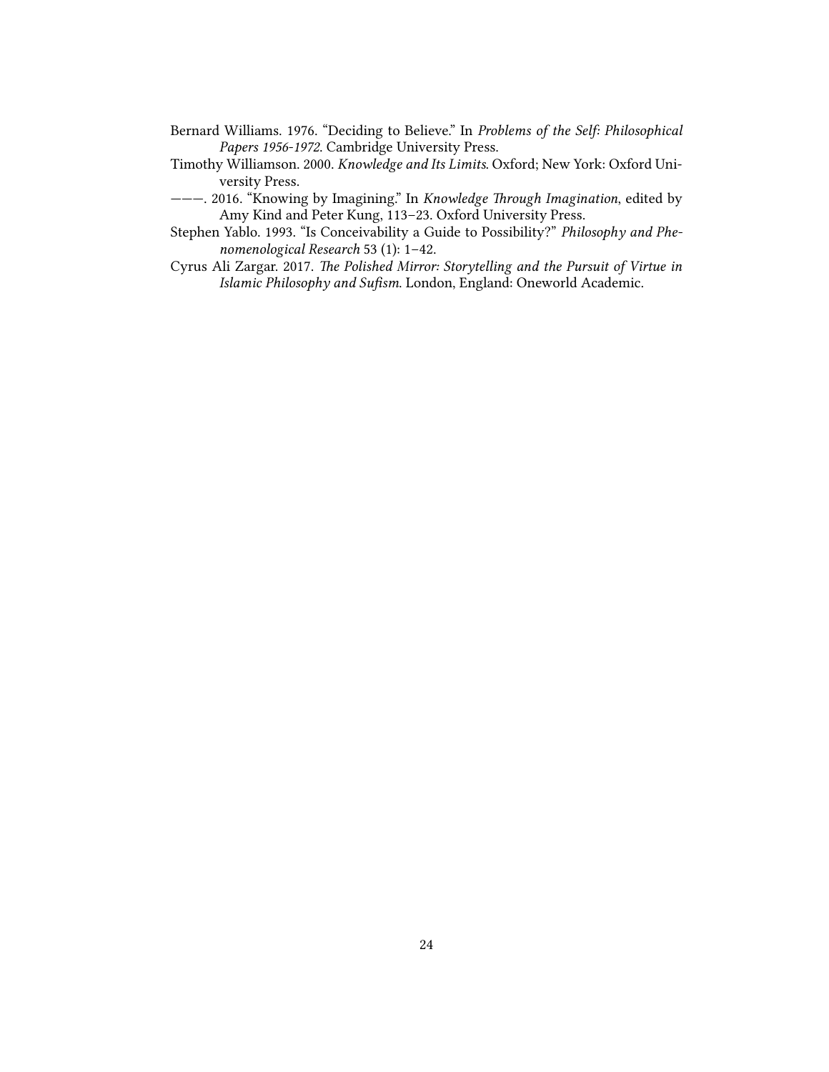Bernard Williams. 1976. "Deciding to Believe." In *Problems of the Self: Philosophical Papers 1956-1972*. Cambridge University Press.

Timothy Williamson. 2000. *Knowledge and Its Limits*. Oxford; New York: Oxford University Press.

———. 2016. "Knowing by Imagining." In *Knowledge Through Imagination*, edited by Amy Kind and Peter Kung, 113–23. Oxford University Press.

Stephen Yablo. 1993. "Is Conceivability a Guide to Possibility?" *Philosophy and Phenomenological Research* 53 (1): 1–42.

Cyrus Ali Zargar. 2017. *The Polished Mirror: Storytelling and the Pursuit of Virtue in Islamic Philosophy and Sufism*. London, England: Oneworld Academic.